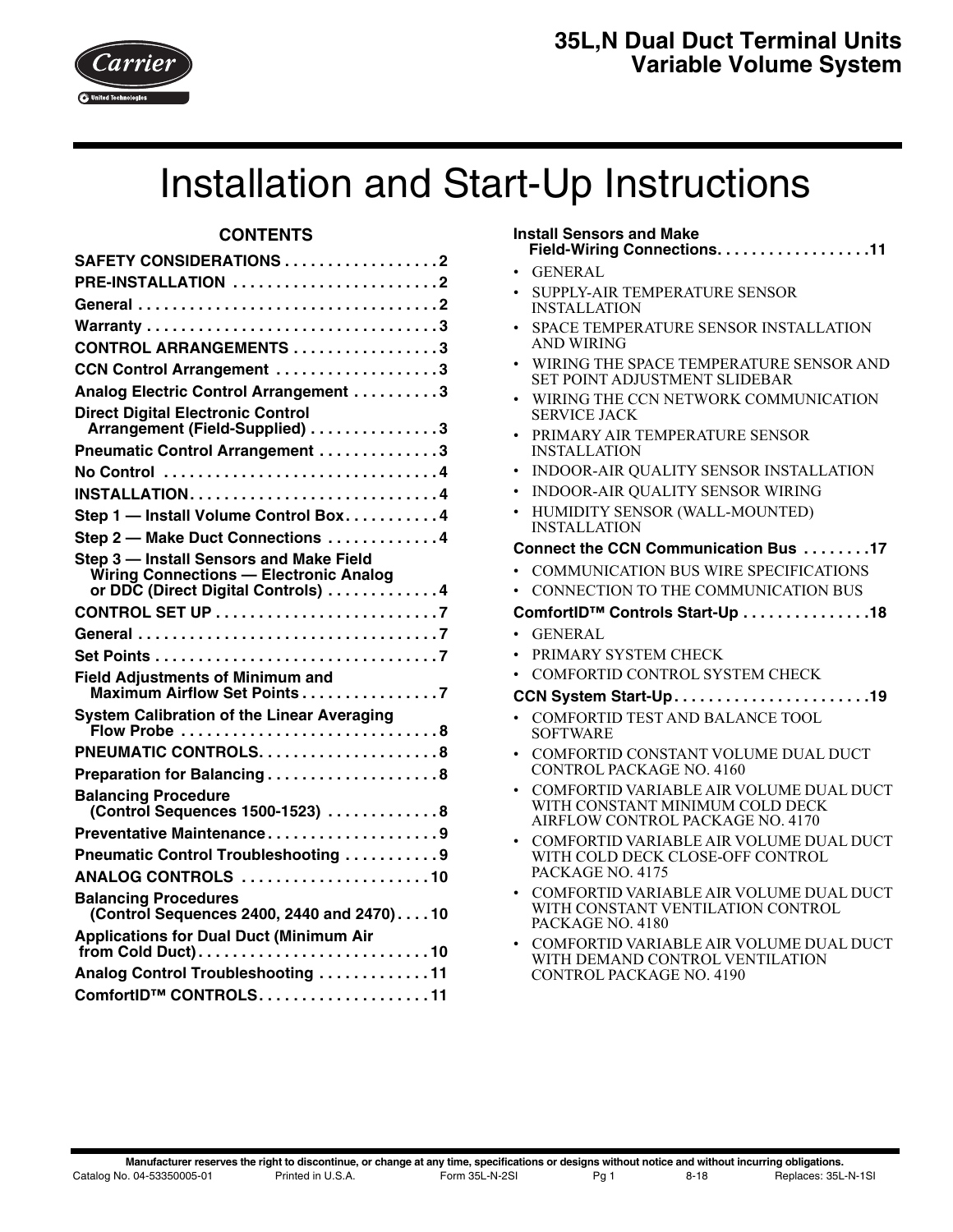# 35L,N Dual Duct Terminal Units
# Variable Volume System

# Installation and Start-Up Instructions

## CONTENTS

**SAFETY CONSIDERATIONS** . . . . . . . . . . . . . . . . . . 2
**PRE-INSTALLATION** . . . . . . . . . . . . . . . . . . . . . . . . 2
**General** . . . . . . . . . . . . . . . . . . . . . . . . . . . . . . . . . . . 2
**Warranty** . . . . . . . . . . . . . . . . . . . . . . . . . . . . . . . . . . 3
**CONTROL ARRANGEMENTS** . . . . . . . . . . . . . . . . 3
**CCN Control Arrangement** . . . . . . . . . . . . . . . . . . 3
**Analog Electric Control Arrangement** . . . . . . . . . . 3
**Direct Digital Electronic Control Arrangement (Field-Supplied)** . . . . . . . . . . . . . . . 3
**Pneumatic Control Arrangement** . . . . . . . . . . . . . 3
**No Control** . . . . . . . . . . . . . . . . . . . . . . . . . . . . . . . 4
**INSTALLATION** . . . . . . . . . . . . . . . . . . . . . . . . . . . . 4
**Step 1 — Install Volume Control Box** . . . . . . . . . . . 4
**Step 2 — Make Duct Connections** . . . . . . . . . . . . . 4
**Step 3 — Install Sensors and Make Field Wiring Connections — Electronic Analog or DDC (Direct Digital Controls)** . . . . . . . . . . . . . 4
**CONTROL SET UP** . . . . . . . . . . . . . . . . . . . . . . . . . 7
**General** . . . . . . . . . . . . . . . . . . . . . . . . . . . . . . . . . . . 7
**Set Points** . . . . . . . . . . . . . . . . . . . . . . . . . . . . . . . . . 7
**Field Adjustments of Minimum and Maximum Airflow Set Points** . . . . . . . . . . . . . . . . 7
**System Calibration of the Linear Averaging Flow Probe** . . . . . . . . . . . . . . . . . . . . . . . . . . . . . . 8
**PNEUMATIC CONTROLS** . . . . . . . . . . . . . . . . . . . . 8
**Preparation for Balancing** . . . . . . . . . . . . . . . . . . . 8
**Balancing Procedure (Control Sequences 1500-1523)** . . . . . . . . . . . . . 8
**Preventative Maintenance** . . . . . . . . . . . . . . . . . . . 9
**Pneumatic Control Troubleshooting** . . . . . . . . . . . 9
**ANALOG CONTROLS** . . . . . . . . . . . . . . . . . . . . . . 10
**Balancing Procedures (Control Sequences 2400, 2440 and 2470)** . . . . 10
**Applications for Dual Duct (Minimum Air from Cold Duct)** . . . . . . . . . . . . . . . . . . . . . . . . . . . 10
**Analog Control Troubleshooting** . . . . . . . . . . . . . 11
**ComfortID™ CONTROLS** . . . . . . . . . . . . . . . . . . . 11
**Install Sensors and Make Field-Wiring Connections** . . . . . . . . . . . . . . . . . . 11
- GENERAL
- SUPPLY-AIR TEMPERATURE SENSOR INSTALLATION
- SPACE TEMPERATURE SENSOR INSTALLATION AND WIRING
- WIRING THE SPACE TEMPERATURE SENSOR AND SET POINT ADJUSTMENT SLIDEBAR
- WIRING THE CCN NETWORK COMMUNICATION SERVICE JACK
- PRIMARY AIR TEMPERATURE SENSOR INSTALLATION
- INDOOR-AIR QUALITY SENSOR INSTALLATION
- INDOOR-AIR QUALITY SENSOR WIRING
- HUMIDITY SENSOR (WALL-MOUNTED) INSTALLATION

**Connect the CCN Communication Bus** . . . . . . . . 17
- COMMUNICATION BUS WIRE SPECIFICATIONS
- CONNECTION TO THE COMMUNICATION BUS

**ComfortID™ Controls Start-Up** . . . . . . . . . . . . . . . 18
- GENERAL
- PRIMARY SYSTEM CHECK
- COMFORTID CONTROL SYSTEM CHECK

**CCN System Start-Up** . . . . . . . . . . . . . . . . . . . . . . 19
- COMFORTID TEST AND BALANCE TOOL SOFTWARE
- COMFORTID CONSTANT VOLUME DUAL DUCT CONTROL PACKAGE NO. 4160
- COMFORTID VARIABLE AIR VOLUME DUAL DUCT WITH CONSTANT MINIMUM COLD DECK AIRFLOW CONTROL PACKAGE NO. 4170
- COMFORTID VARIABLE AIR VOLUME DUAL DUCT WITH COLD DECK CLOSE-OFF CONTROL PACKAGE NO. 4175
- COMFORTID VARIABLE AIR VOLUME DUAL DUCT WITH CONSTANT VENTILATION CONTROL PACKAGE NO. 4180
- COMFORTID VARIABLE AIR VOLUME DUAL DUCT WITH DEMAND CONTROL VENTILATION CONTROL PACKAGE NO. 4190

**Manufacturer reserves the right to discontinue, or change at any time, specifications or designs without notice and without incurring obligations.**

Catalog No. 04-53350005-01 Printed in U.S.A. Form 35L-N-2SI Pg 1 8-18 Replaces: 35L-N-1SI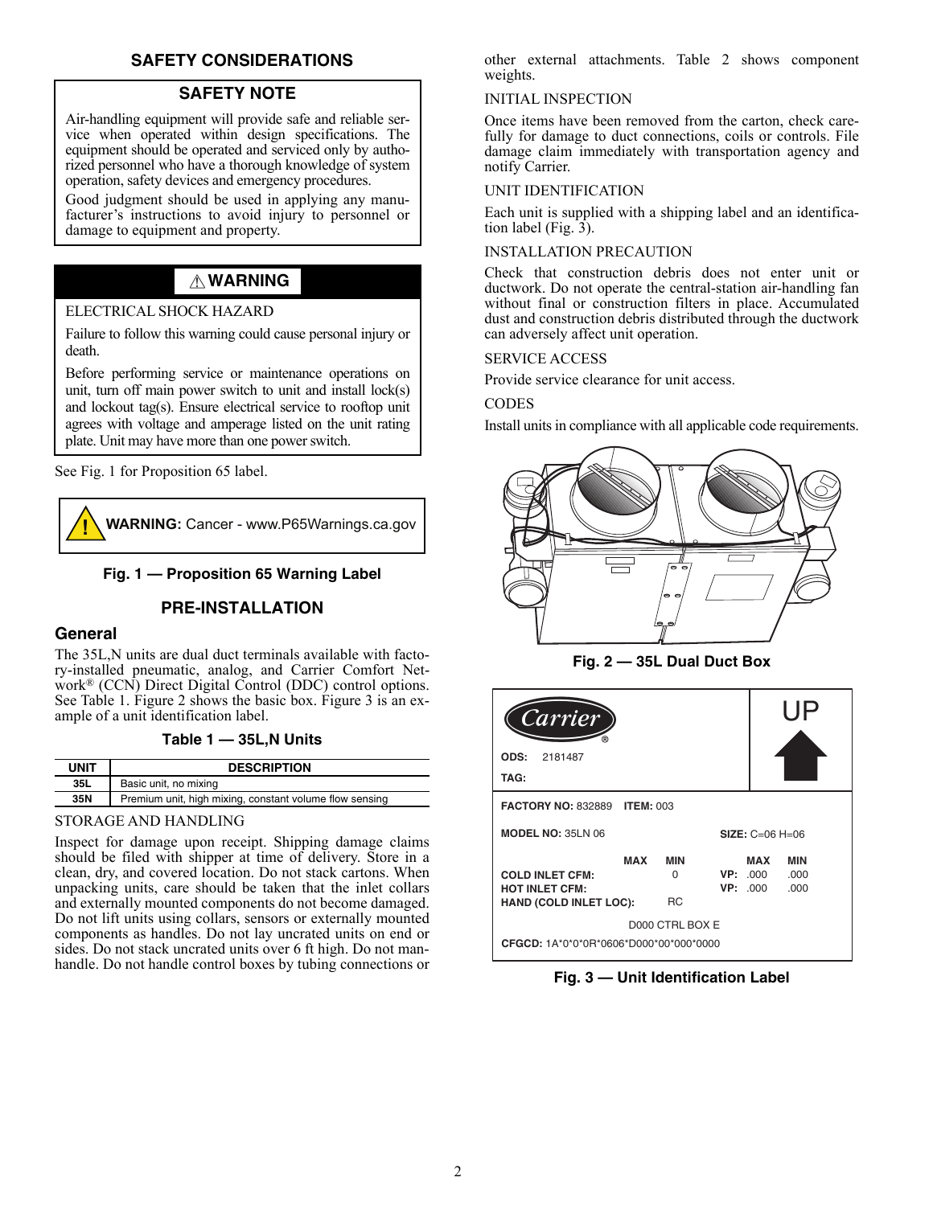## SAFETY CONSIDERATIONS

### SAFETY NOTE

Air-handling equipment will provide safe and reliable service when operated within design specifications. The equipment should be operated and serviced only by authorized personnel who have a thorough knowledge of system operation, safety devices and emergency procedures.

Good judgment should be used in applying any manufacturer's instructions to avoid injury to personnel or damage to equipment and property.

### ⚠ WARNING

ELECTRICAL SHOCK HAZARD

Failure to follow this warning could cause personal injury or death.

Before performing service or maintenance operations on unit, turn off main power switch to unit and install lock(s) and lockout tag(s). Ensure electrical service to rooftop unit agrees with voltage and amperage listed on the unit rating plate. Unit may have more than one power switch.

See Fig. 1 for Proposition 65 label.

**WARNING:** Cancer - www.P65Warnings.ca.gov

**Fig. 1 — Proposition 65 Warning Label**

## PRE-INSTALLATION

### General

The 35L,N units are dual duct terminals available with factory-installed pneumatic, analog, and Carrier Comfort Network® (CCN) Direct Digital Control (DDC) control options. See Table 1. Figure 2 shows the basic box. Figure 3 is an example of a unit identification label.

**Table 1 — 35L,N Units**

| UNIT | DESCRIPTION |
|---|---|
| 35L | Basic unit, no mixing |
| 35N | Premium unit, high mixing, constant volume flow sensing |

STORAGE AND HANDLING

Inspect for damage upon receipt. Shipping damage claims should be filed with shipper at time of delivery. Store in a clean, dry, and covered location. Do not stack cartons. When unpacking units, care should be taken that the inlet collars and externally mounted components do not become damaged. Do not lift units using collars, sensors or externally mounted components as handles. Do not lay uncrated units on end or sides. Do not stack uncrated units over 6 ft high. Do not manhandle. Do not handle control boxes by tubing connections or other external attachments. Table 2 shows component weights.

INITIAL INSPECTION

Once items have been removed from the carton, check carefully for damage to duct connections, coils or controls. File damage claim immediately with transportation agency and notify Carrier.

UNIT IDENTIFICATION

Each unit is supplied with a shipping label and an identification label (Fig. 3).

INSTALLATION PRECAUTION

Check that construction debris does not enter unit or ductwork. Do not operate the central-station air-handling fan without final or construction filters in place. Accumulated dust and construction debris distributed through the ductwork can adversely affect unit operation.

SERVICE ACCESS

Provide service clearance for unit access.

CODES

Install units in compliance with all applicable code requirements.

**Fig. 2 — 35L Dual Duct Box**

Carrier® — UP

**ODS:** 2181487
**TAG:**

**FACTORY NO:** 832889 **ITEM:** 003

**MODEL NO:** 35LN 06 **SIZE:** C=06 H=06

| | MAX | MIN | | MAX | MIN |
|---|---|---|---|---|---|
| **COLD INLET CFM:** | | 0 | **VP:** | .000 | .000 |
| **HOT INLET CFM:** | | | **VP:** | .000 | .000 |
| **HAND (COLD INLET LOC):** | | RC | | | |

D000 CTRL BOX E

**CFGCD:** 1A*0*0*0R*0606*D000*00*000*0000

**Fig. 3 — Unit Identification Label**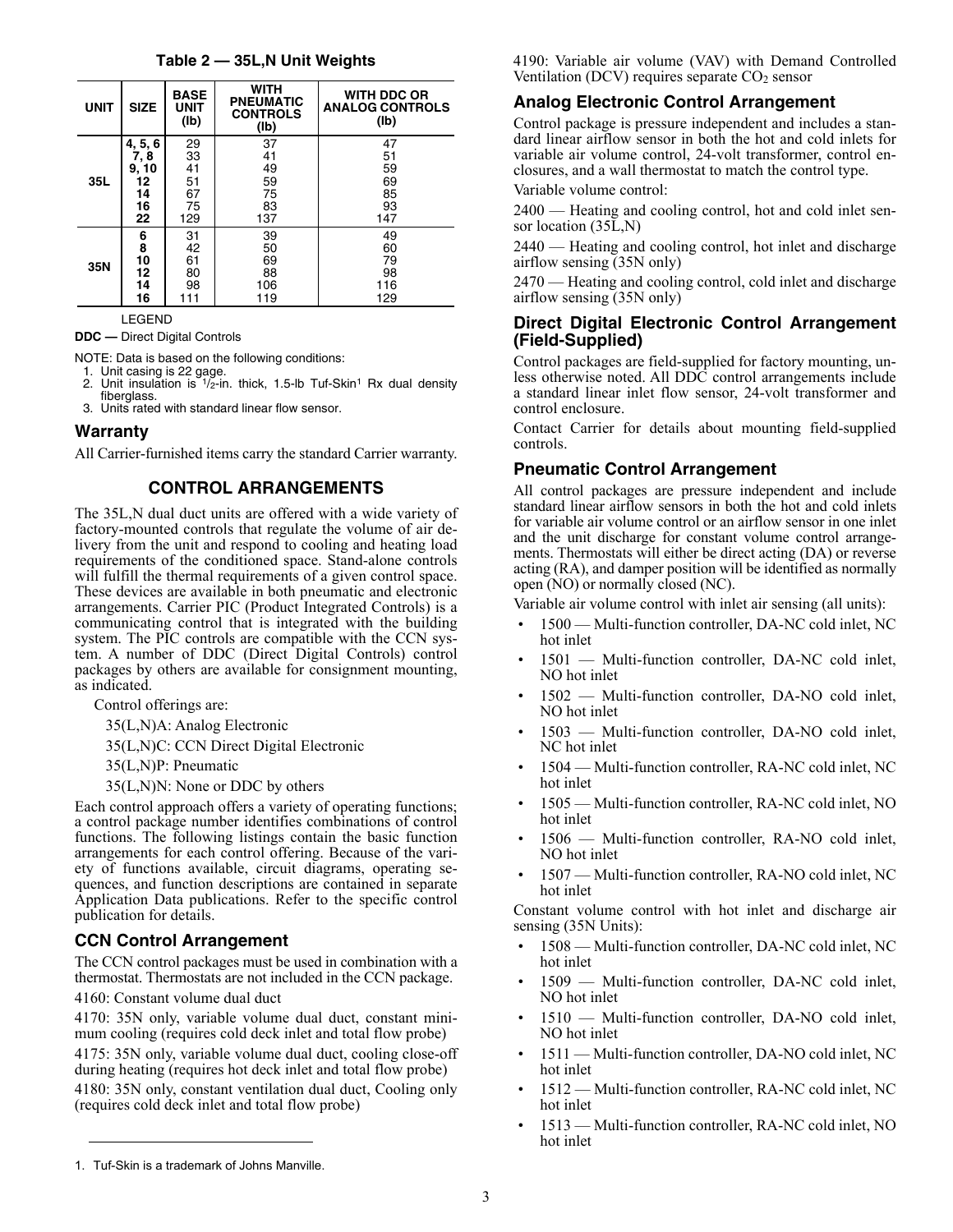**Table 2 — 35L,N Unit Weights**

| UNIT | SIZE | BASE UNIT (lb) | WITH PNEUMATIC CONTROLS (lb) | WITH DDC OR ANALOG CONTROLS (lb) |
|---|---|---|---|---|
| 35L | **4, 5, 6** | 29 | 37 | 47 |
| | **7, 8** | 33 | 41 | 51 |
| | **9, 10** | 41 | 49 | 59 |
| | **12** | 51 | 59 | 69 |
| | **14** | 67 | 75 | 85 |
| | **16** | 75 | 83 | 93 |
| | **22** | 129 | 137 | 147 |
| 35N | **6** | 31 | 39 | 49 |
| | **8** | 42 | 50 | 60 |
| | **10** | 61 | 69 | 79 |
| | **12** | 80 | 88 | 98 |
| | **14** | 98 | 106 | 116 |
| | **16** | 111 | 119 | 129 |

LEGEND

**DDC —** Direct Digital Controls

NOTE: Data is based on the following conditions:
1. Unit casing is 22 gage.
2. Unit insulation is 1/2-in. thick, 1.5-lb Tuf-Skin[1] Rx dual density fiberglass.
3. Units rated with standard linear flow sensor.

## Warranty

All Carrier-furnished items carry the standard Carrier warranty.

# CONTROL ARRANGEMENTS

The 35L,N dual duct units are offered with a wide variety of factory-mounted controls that regulate the volume of air delivery from the unit and respond to cooling and heating load requirements of the conditioned space. Stand-alone controls will fulfill the thermal requirements of a given control space. These devices are available in both pneumatic and electronic arrangements. Carrier PIC (Product Integrated Controls) is a communicating control that is integrated with the building system. The PIC controls are compatible with the CCN system. A number of DDC (Direct Digital Controls) control packages by others are available for consignment mounting, as indicated.

Control offerings are:

35(L,N)A: Analog Electronic

35(L,N)C: CCN Direct Digital Electronic

35(L,N)P: Pneumatic

35(L,N)N: None or DDC by others

Each control approach offers a variety of operating functions; a control package number identifies combinations of control functions. The following listings contain the basic function arrangements for each control offering. Because of the variety of functions available, circuit diagrams, operating sequences, and function descriptions are contained in separate Application Data publications. Refer to the specific control publication for details.

## CCN Control Arrangement

The CCN control packages must be used in combination with a thermostat. Thermostats are not included in the CCN package.

4160: Constant volume dual duct

4170: 35N only, variable volume dual duct, constant minimum cooling (requires cold deck inlet and total flow probe)

4175: 35N only, variable volume dual duct, cooling close-off during heating (requires hot deck inlet and total flow probe)

4180: 35N only, constant ventilation dual duct, Cooling only (requires cold deck inlet and total flow probe)

4190: Variable air volume (VAV) with Demand Controlled Ventilation (DCV) requires separate $CO_2$ sensor

## Analog Electronic Control Arrangement

Control package is pressure independent and includes a standard linear airflow sensor in both the hot and cold inlets for variable air volume control, 24-volt transformer, control enclosures, and a wall thermostat to match the control type.

Variable volume control:

2400 — Heating and cooling control, hot and cold inlet sensor location (35L,N)

2440 — Heating and cooling control, hot inlet and discharge airflow sensing (35N only)

2470 — Heating and cooling control, cold inlet and discharge airflow sensing (35N only)

## Direct Digital Electronic Control Arrangement (Field-Supplied)

Control packages are field-supplied for factory mounting, unless otherwise noted. All DDC control arrangements include a standard linear inlet flow sensor, 24-volt transformer and control enclosure.

Contact Carrier for details about mounting field-supplied controls.

## Pneumatic Control Arrangement

All control packages are pressure independent and include standard linear airflow sensors in both the hot and cold inlets for variable air volume control or an airflow sensor in one inlet and the unit discharge for constant volume control arrangements. Thermostats will either be direct acting (DA) or reverse acting (RA), and damper position will be identified as normally open (NO) or normally closed (NC).

Variable air volume control with inlet air sensing (all units):

- 1500 — Multi-function controller, DA-NC cold inlet, NC hot inlet
- 1501 — Multi-function controller, DA-NC cold inlet, NO hot inlet
- 1502 — Multi-function controller, DA-NO cold inlet, NO hot inlet
- 1503 — Multi-function controller, DA-NO cold inlet, NC hot inlet
- 1504 — Multi-function controller, RA-NC cold inlet, NC hot inlet
- 1505 — Multi-function controller, RA-NC cold inlet, NO hot inlet
- 1506 — Multi-function controller, RA-NO cold inlet, NO hot inlet
- 1507 — Multi-function controller, RA-NO cold inlet, NC hot inlet

Constant volume control with hot inlet and discharge air sensing (35N Units):

- 1508 — Multi-function controller, DA-NC cold inlet, NC hot inlet
- 1509 — Multi-function controller, DA-NC cold inlet, NO hot inlet
- 1510 — Multi-function controller, DA-NO cold inlet, NO hot inlet
- 1511 — Multi-function controller, DA-NO cold inlet, NC hot inlet
- 1512 — Multi-function controller, RA-NC cold inlet, NC hot inlet
- 1513 — Multi-function controller, RA-NC cold inlet, NO hot inlet

1. Tuf-Skin is a trademark of Johns Manville.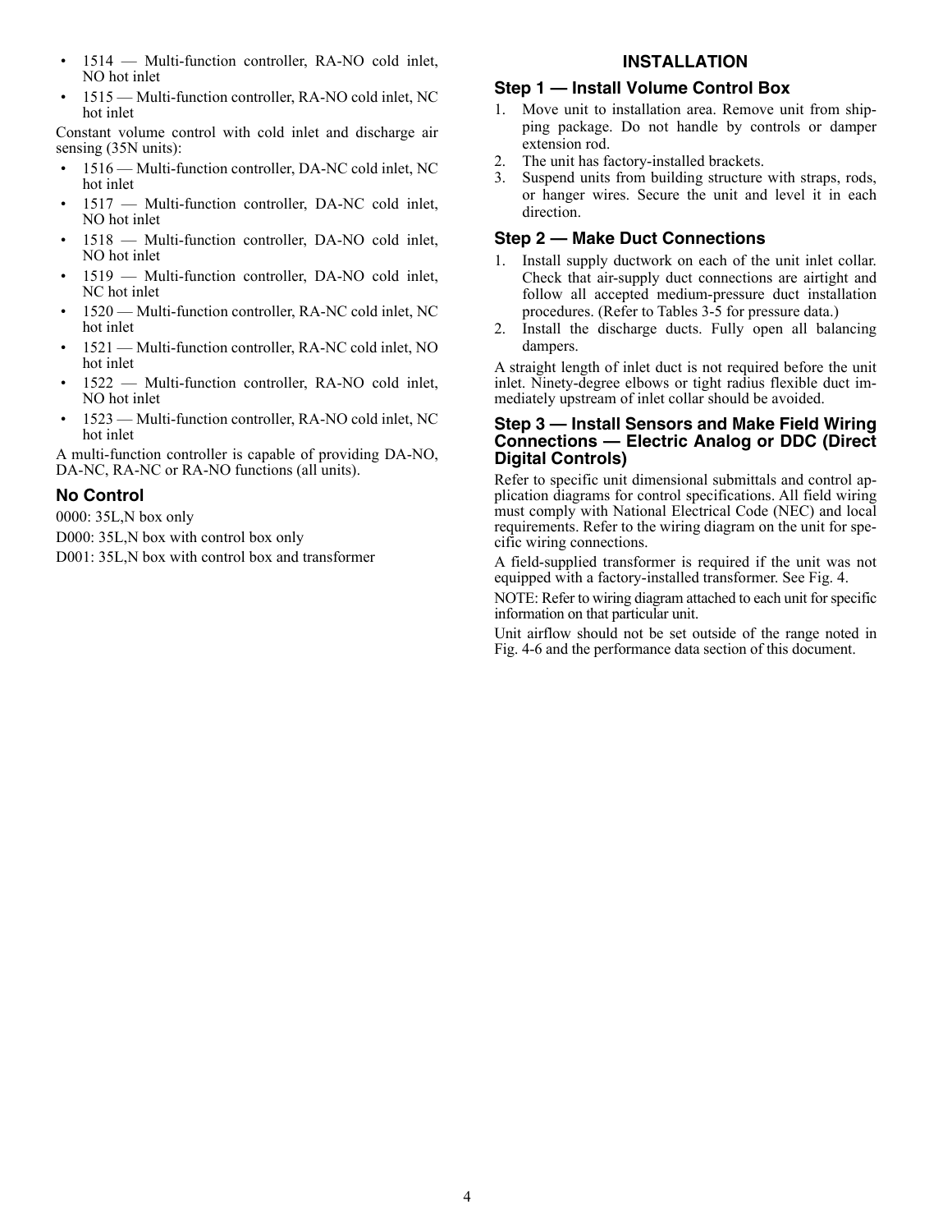- 1514 — Multi-function controller, RA-NO cold inlet, NO hot inlet
- 1515 — Multi-function controller, RA-NO cold inlet, NC hot inlet

Constant volume control with cold inlet and discharge air sensing (35N units):

- 1516 — Multi-function controller, DA-NC cold inlet, NC hot inlet
- 1517 — Multi-function controller, DA-NC cold inlet, NO hot inlet
- 1518 — Multi-function controller, DA-NO cold inlet, NO hot inlet
- 1519 — Multi-function controller, DA-NO cold inlet, NC hot inlet
- 1520 — Multi-function controller, RA-NC cold inlet, NC hot inlet
- 1521 — Multi-function controller, RA-NC cold inlet, NO hot inlet
- 1522 — Multi-function controller, RA-NO cold inlet, NO hot inlet
- 1523 — Multi-function controller, RA-NO cold inlet, NC hot inlet

A multi-function controller is capable of providing DA-NO, DA-NC, RA-NC or RA-NO functions (all units).

### No Control

0000: 35L,N box only

D000: 35L,N box with control box only

D001: 35L,N box with control box and transformer

## INSTALLATION

### Step 1 — Install Volume Control Box

1. Move unit to installation area. Remove unit from shipping package. Do not handle by controls or damper extension rod.
2. The unit has factory-installed brackets.
3. Suspend units from building structure with straps, rods, or hanger wires. Secure the unit and level it in each direction.

### Step 2 — Make Duct Connections

1. Install supply ductwork on each of the unit inlet collar. Check that air-supply duct connections are airtight and follow all accepted medium-pressure duct installation procedures. (Refer to Tables 3-5 for pressure data.)
2. Install the discharge ducts. Fully open all balancing dampers.

A straight length of inlet duct is not required before the unit inlet. Ninety-degree elbows or tight radius flexible duct immediately upstream of inlet collar should be avoided.

### Step 3 — Install Sensors and Make Field Wiring Connections — Electric Analog or DDC (Direct Digital Controls)

Refer to specific unit dimensional submittals and control application diagrams for control specifications. All field wiring must comply with National Electrical Code (NEC) and local requirements. Refer to the wiring diagram on the unit for specific wiring connections.

A field-supplied transformer is required if the unit was not equipped with a factory-installed transformer. See Fig. 4.

NOTE: Refer to wiring diagram attached to each unit for specific information on that particular unit.

Unit airflow should not be set outside of the range noted in Fig. 4-6 and the performance data section of this document.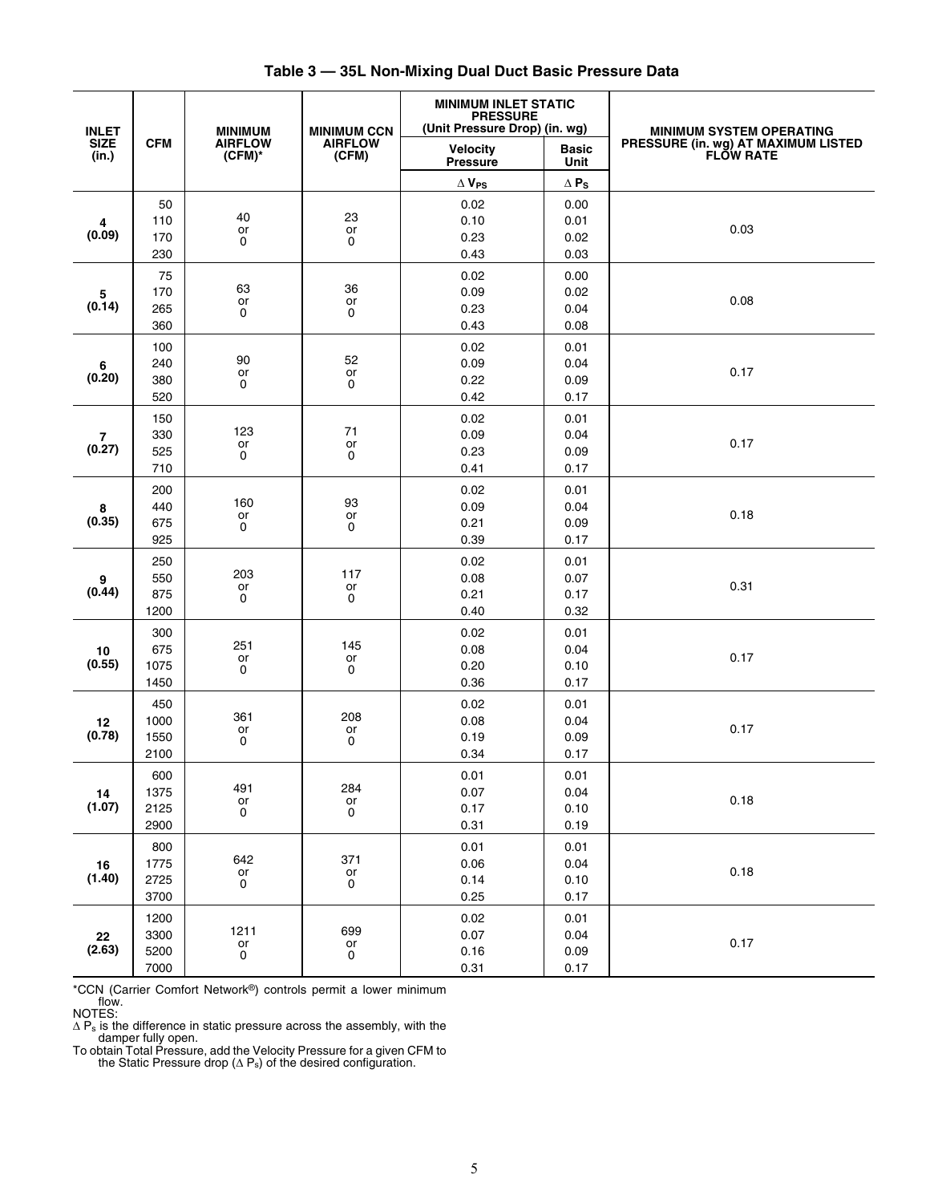**Table 3 — 35L Non-Mixing Dual Duct Basic Pressure Data**

| INLET SIZE (in.) | CFM | MINIMUM AIRFLOW (CFM)* | MINIMUM CCN AIRFLOW (CFM) | MINIMUM INLET STATIC PRESSURE (Unit Pressure Drop) (in. wg) | | MINIMUM SYSTEM OPERATING PRESSURE (in. wg) AT MAXIMUM LISTED FLOW RATE |
|---|---|---|---|---|---|---|
| | | | | Velocity Pressure | Basic Unit | |
| | | | | $\Delta V_{PS}$ | $\Delta P_S$ | |
| **4 (0.09)** | 50 | 40 or 0 | 23 or 0 | 0.02 | 0.00 | 0.03 |
| | 110 | | | 0.10 | 0.01 | |
| | 170 | | | 0.23 | 0.02 | |
| | 230 | | | 0.43 | 0.03 | |
| **5 (0.14)** | 75 | 63 or 0 | 36 or 0 | 0.02 | 0.00 | 0.08 |
| | 170 | | | 0.09 | 0.02 | |
| | 265 | | | 0.23 | 0.04 | |
| | 360 | | | 0.43 | 0.08 | |
| **6 (0.20)** | 100 | 90 or 0 | 52 or 0 | 0.02 | 0.01 | 0.17 |
| | 240 | | | 0.09 | 0.04 | |
| | 380 | | | 0.22 | 0.09 | |
| | 520 | | | 0.42 | 0.17 | |
| **7 (0.27)** | 150 | 123 or 0 | 71 or 0 | 0.02 | 0.01 | 0.17 |
| | 330 | | | 0.09 | 0.04 | |
| | 525 | | | 0.23 | 0.09 | |
| | 710 | | | 0.41 | 0.17 | |
| **8 (0.35)** | 200 | 160 or 0 | 93 or 0 | 0.02 | 0.01 | 0.18 |
| | 440 | | | 0.09 | 0.04 | |
| | 675 | | | 0.21 | 0.09 | |
| | 925 | | | 0.39 | 0.17 | |
| **9 (0.44)** | 250 | 203 or 0 | 117 or 0 | 0.02 | 0.01 | 0.31 |
| | 550 | | | 0.08 | 0.07 | |
| | 875 | | | 0.21 | 0.17 | |
| | 1200 | | | 0.40 | 0.32 | |
| **10 (0.55)** | 300 | 251 or 0 | 145 or 0 | 0.02 | 0.01 | 0.17 |
| | 675 | | | 0.08 | 0.04 | |
| | 1075 | | | 0.20 | 0.10 | |
| | 1450 | | | 0.36 | 0.17 | |
| **12 (0.78)** | 450 | 361 or 0 | 208 or 0 | 0.02 | 0.01 | 0.17 |
| | 1000 | | | 0.08 | 0.04 | |
| | 1550 | | | 0.19 | 0.09 | |
| | 2100 | | | 0.34 | 0.17 | |
| **14 (1.07)** | 600 | 491 or 0 | 284 or 0 | 0.01 | 0.01 | 0.18 |
| | 1375 | | | 0.07 | 0.04 | |
| | 2125 | | | 0.17 | 0.10 | |
| | 2900 | | | 0.31 | 0.19 | |
| **16 (1.40)** | 800 | 642 or 0 | 371 or 0 | 0.01 | 0.01 | 0.18 |
| | 1775 | | | 0.06 | 0.04 | |
| | 2725 | | | 0.14 | 0.10 | |
| | 3700 | | | 0.25 | 0.17 | |
| **22 (2.63)** | 1200 | 1211 or 0 | 699 or 0 | 0.02 | 0.01 | 0.17 |
| | 3300 | | | 0.07 | 0.04 | |
| | 5200 | | | 0.16 | 0.09 | |
| | 7000 | | | 0.31 | 0.17 | |

*CCN (Carrier Comfort Network®) controls permit a lower minimum flow.

NOTES:

$\Delta P_s$ is the difference in static pressure across the assembly, with the damper fully open.

To obtain Total Pressure, add the Velocity Pressure for a given CFM to the Static Pressure drop ($\Delta P_s$) of the desired configuration.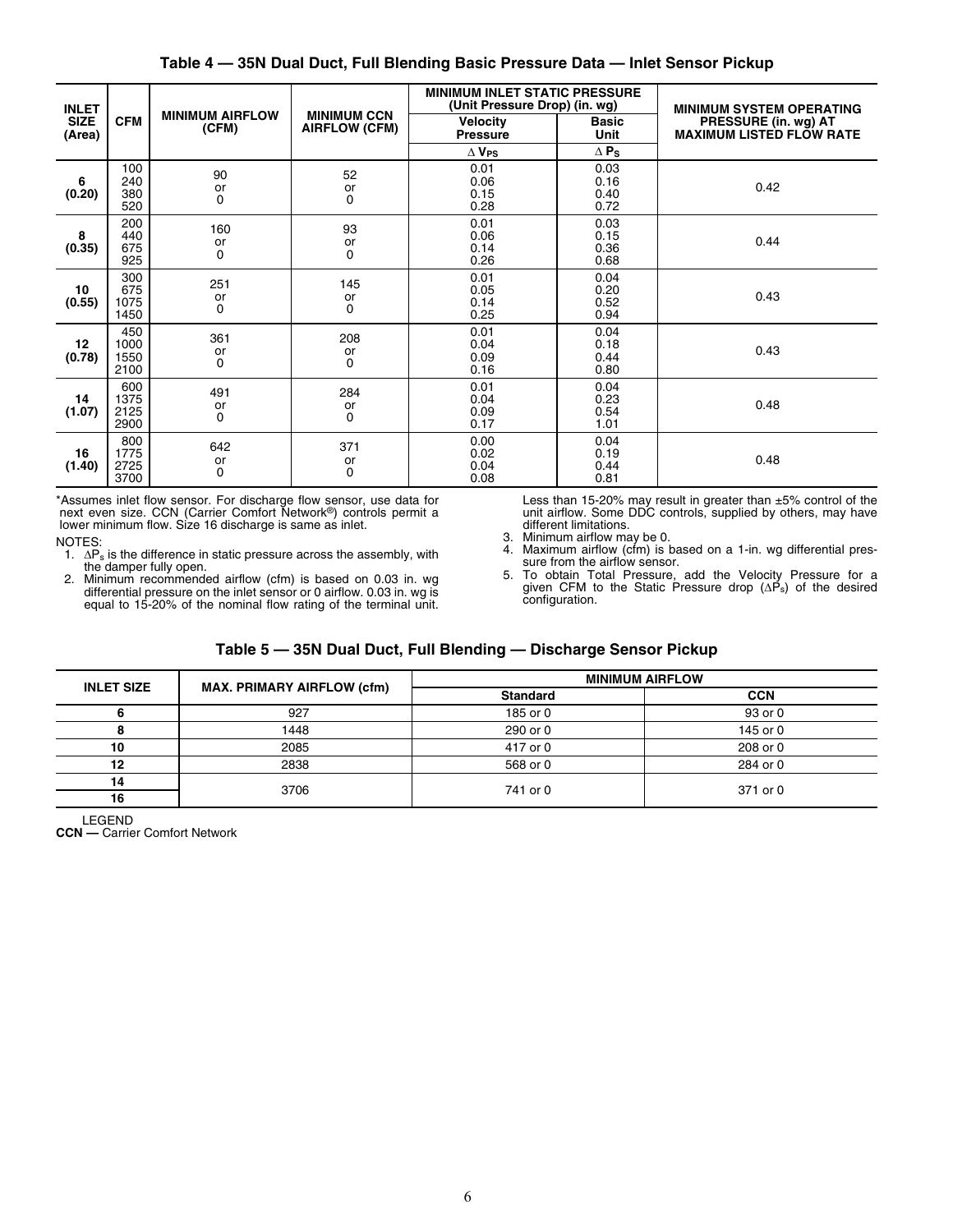**Table 4 — 35N Dual Duct, Full Blending Basic Pressure Data — Inlet Sensor Pickup**

| INLET SIZE (Area) | CFM | MINIMUM AIRFLOW (CFM) | MINIMUM CCN AIRFLOW (CFM) | MINIMUM INLET STATIC PRESSURE (Unit Pressure Drop) (in. wg) | | MINIMUM SYSTEM OPERATING PRESSURE (in. wg) AT MAXIMUM LISTED FLOW RATE |
|---|---|---|---|---|---|---|
| | | | | Velocity Pressure | Basic Unit | |
| | | | | $\Delta V_{PS}$ | $\Delta P_S$ | |
| 6 (0.20) | 100<br>240<br>380<br>520 | 90 or 0 | 52 or 0 | 0.01<br>0.06<br>0.15<br>0.28 | 0.03<br>0.16<br>0.40<br>0.72 | 0.42 |
| 8 (0.35) | 200<br>440<br>675<br>925 | 160 or 0 | 93 or 0 | 0.01<br>0.06<br>0.14<br>0.26 | 0.03<br>0.15<br>0.36<br>0.68 | 0.44 |
| 10 (0.55) | 300<br>675<br>1075<br>1450 | 251 or 0 | 145 or 0 | 0.01<br>0.05<br>0.14<br>0.25 | 0.04<br>0.20<br>0.52<br>0.94 | 0.43 |
| 12 (0.78) | 450<br>1000<br>1550<br>2100 | 361 or 0 | 208 or 0 | 0.01<br>0.04<br>0.09<br>0.16 | 0.04<br>0.18<br>0.44<br>0.80 | 0.43 |
| 14 (1.07) | 600<br>1375<br>2125<br>2900 | 491 or 0 | 284 or 0 | 0.01<br>0.04<br>0.09<br>0.17 | 0.04<br>0.23<br>0.54<br>1.01 | 0.48 |
| 16 (1.40) | 800<br>1775<br>2725<br>3700 | 642 or 0 | 371 or 0 | 0.00<br>0.02<br>0.04<br>0.08 | 0.04<br>0.19<br>0.44<br>0.81 | 0.48 |

*Assumes inlet flow sensor. For discharge flow sensor, use data for next even size. CCN (Carrier Comfort Network®) controls permit a lower minimum flow. Size 16 discharge is same as inlet.

NOTES:

1. $\Delta P_s$ is the difference in static pressure across the assembly, with the damper fully open.
2. Minimum recommended airflow (cfm) is based on 0.03 in. wg differential pressure on the inlet sensor or 0 airflow. 0.03 in. wg is equal to 15-20% of the nominal flow rating of the terminal unit. Less than 15-20% may result in greater than ±5% control of the unit airflow. Some DDC controls, supplied by others, may have different limitations.
3. Minimum airflow may be 0.
4. Maximum airflow (cfm) is based on a 1-in. wg differential pressure from the airflow sensor.
5. To obtain Total Pressure, add the Velocity Pressure for a given CFM to the Static Pressure drop ($\Delta P_s$) of the desired configuration.

**Table 5 — 35N Dual Duct, Full Blending — Discharge Sensor Pickup**

| INLET SIZE | MAX. PRIMARY AIRFLOW (cfm) | MINIMUM AIRFLOW | |
|---|---|---|---|
| | | Standard | CCN |
| 6 | 927 | 185 or 0 | 93 or 0 |
| 8 | 1448 | 290 or 0 | 145 or 0 |
| 10 | 2085 | 417 or 0 | 208 or 0 |
| 12 | 2838 | 568 or 0 | 284 or 0 |
| 14 | 3706 | 741 or 0 | 371 or 0 |
| 16 | | | |

LEGEND

**CCN —** Carrier Comfort Network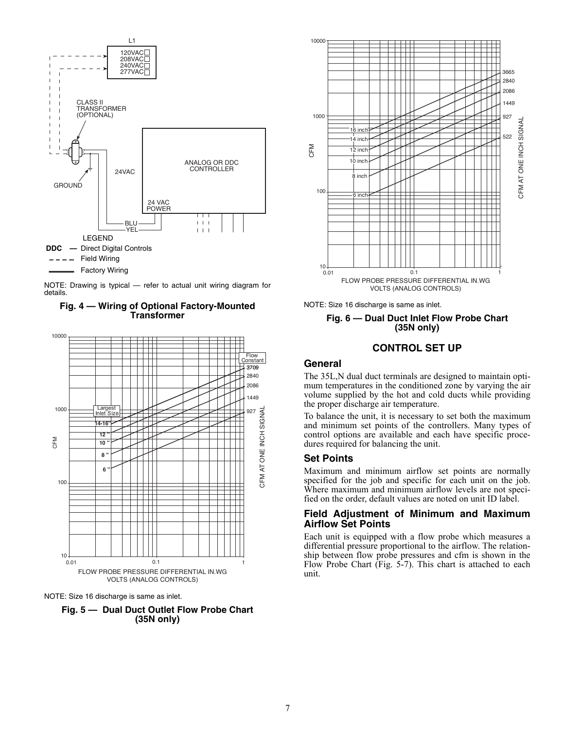NOTE: Drawing is typical — refer to actual unit wiring diagram for details.

**Fig. 4 — Wiring of Optional Factory-Mounted Transformer**

NOTE: Size 16 discharge is same as inlet.

**Fig. 5 — Dual Duct Outlet Flow Probe Chart (35N only)**

NOTE: Size 16 discharge is same as inlet.

**Fig. 6 — Dual Duct Inlet Flow Probe Chart (35N only)**

## CONTROL SET UP

### General

The 35L,N dual duct terminals are designed to maintain optimum temperatures in the conditioned zone by varying the air volume supplied by the hot and cold ducts while providing the proper discharge air temperature.

To balance the unit, it is necessary to set both the maximum and minimum set points of the controllers. Many types of control options are available and each have specific procedures required for balancing the unit.

### Set Points

Maximum and minimum airflow set points are normally specified for the job and specific for each unit on the job. Where maximum and minimum airflow levels are not specified on the order, default values are noted on unit ID label.

### Field Adjustment of Minimum and Maximum Airflow Set Points

Each unit is equipped with a flow probe which measures a differential pressure proportional to the airflow. The relationship between flow probe pressures and cfm is shown in the Flow Probe Chart (Fig. 5-7). This chart is attached to each unit.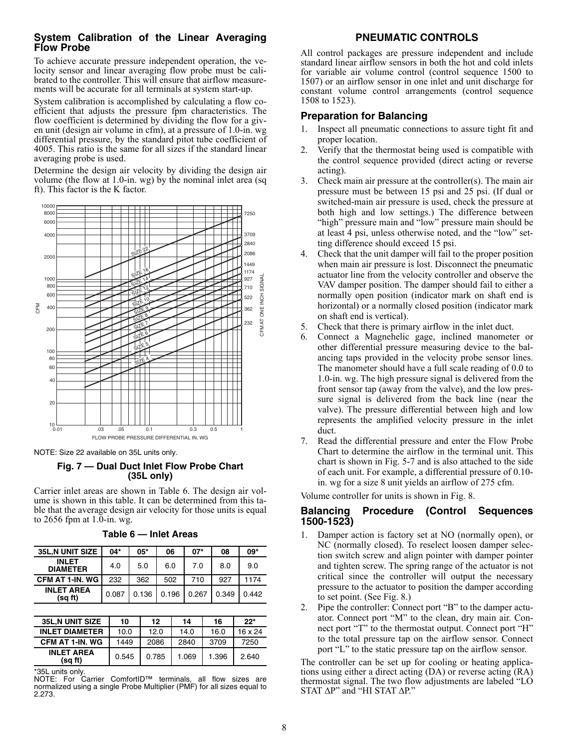## System Calibration of the Linear Averaging Flow Probe

To achieve accurate pressure independent operation, the velocity sensor and linear averaging flow probe must be calibrated to the controller. This will ensure that airflow measurements will be accurate for all terminals at system start-up.

System calibration is accomplished by calculating a flow coefficient that adjusts the pressure fpm characteristics. The flow coefficient is determined by dividing the flow for a given unit (design air volume in cfm), at a pressure of 1.0-in. wg differential pressure, by the standard pitot tube coefficient of 4005. This ratio is the same for all sizes if the standard linear averaging probe is used.

Determine the design air velocity by dividing the design air volume (the flow at 1.0-in. wg) by the nominal inlet area (sq ft). This factor is the K factor.

NOTE: Size 22 available on 35L units only.

**Fig. 7 — Dual Duct Inlet Flow Probe Chart (35L only)**

Carrier inlet areas are shown in Table 6. The design air volume is shown in this table. It can be determined from this table that the average design air velocity for those units is equal to 2656 fpm at 1.0-in. wg.

**Table 6 — Inlet Areas**

| 35L,N UNIT SIZE | 04* | 05* | 06 | 07* | 08 | 09* |
|---|---|---|---|---|---|---|
| INLET DIAMETER | 4.0 | 5.0 | 6.0 | 7.0 | 8.0 | 9.0 |
| CFM AT 1-IN. WG | 232 | 362 | 502 | 710 | 927 | 1174 |
| INLET AREA (sq ft) | 0.087 | 0.136 | 0.196 | 0.267 | 0.349 | 0.442 |

| 35L,N UNIT SIZE | 10 | 12 | 14 | 16 | 22* |
|---|---|---|---|---|---|
| INLET DIAMETER | 10.0 | 12.0 | 14.0 | 16.0 | 16 x 24 |
| CFM AT 1-IN. WG | 1449 | 2086 | 2840 | 3709 | 7250 |
| INLET AREA (sq ft) | 0.545 | 0.785 | 1.069 | 1.396 | 2.640 |

*35L units only.
NOTE: For Carrier ComfortID™ terminals, all flow sizes are normalized using a single Probe Multiplier (PMF) for all sizes equal to 2.273.

## PNEUMATIC CONTROLS

All control packages are pressure independent and include standard linear airflow sensors in both the hot and cold inlets for variable air volume control (control sequence 1500 to 1507) or an airflow sensor in one inlet and unit discharge for constant volume control arrangements (control sequence 1508 to 1523).

### Preparation for Balancing

1. Inspect all pneumatic connections to assure tight fit and proper location.
2. Verify that the thermostat being used is compatible with the control sequence provided (direct acting or reverse acting).
3. Check main air pressure at the controller(s). The main air pressure must be between 15 psi and 25 psi. (If dual or switched-main air pressure is used, check the pressure at both high and low settings.) The difference between "high" pressure main and "low" pressure main should be at least 4 psi, unless otherwise noted, and the "low" setting difference should exceed 15 psi.
4. Check that the unit damper will fail to the proper position when main air pressure is lost. Disconnect the pneumatic actuator line from the velocity controller and observe the VAV damper position. The damper should fail to either a normally open position (indicator mark on shaft end is horizontal) or a normally closed position (indicator mark on shaft end is vertical).
5. Check that there is primary airflow in the inlet duct.
6. Connect a Magnehelic gage, inclined manometer or other differential pressure measuring device to the balancing taps provided in the velocity probe sensor lines. The manometer should have a full scale reading of 0.0 to 1.0-in. wg. The high pressure signal is delivered from the front sensor tap (away from the valve), and the low pressure signal is delivered from the back line (near the valve). The pressure differential between high and low represents the amplified velocity pressure in the inlet duct.
7. Read the differential pressure and enter the Flow Probe Chart to determine the airflow in the terminal unit. This chart is shown in Fig. 5-7 and is also attached to the side of each unit. For example, a differential pressure of 0.10-in. wg for a size 8 unit yields an airflow of 275 cfm.

Volume controller for units is shown in Fig. 8.

### Balancing Procedure (Control Sequences 1500-1523)

1. Damper action is factory set at NO (normally open), or NC (normally closed). To reselect loosen damper selection switch screw and align pointer with damper pointer and tighten screw. The spring range of the actuator is not critical since the controller will output the necessary pressure to the actuator to position the damper according to set point. (See Fig. 8.)
2. Pipe the controller: Connect port "B" to the damper actuator. Connect port "M" to the clean, dry main air. Connect port "T" to the thermostat output. Connect port "H" to the total pressure tap on the airflow sensor. Connect port "L" to the static pressure tap on the airflow sensor.

The controller can be set up for cooling or heating applications using either a direct acting (DA) or reverse acting (RA) thermostat signal. The two flow adjustments are labeled "LO STAT ΔP" and "HI STAT ΔP."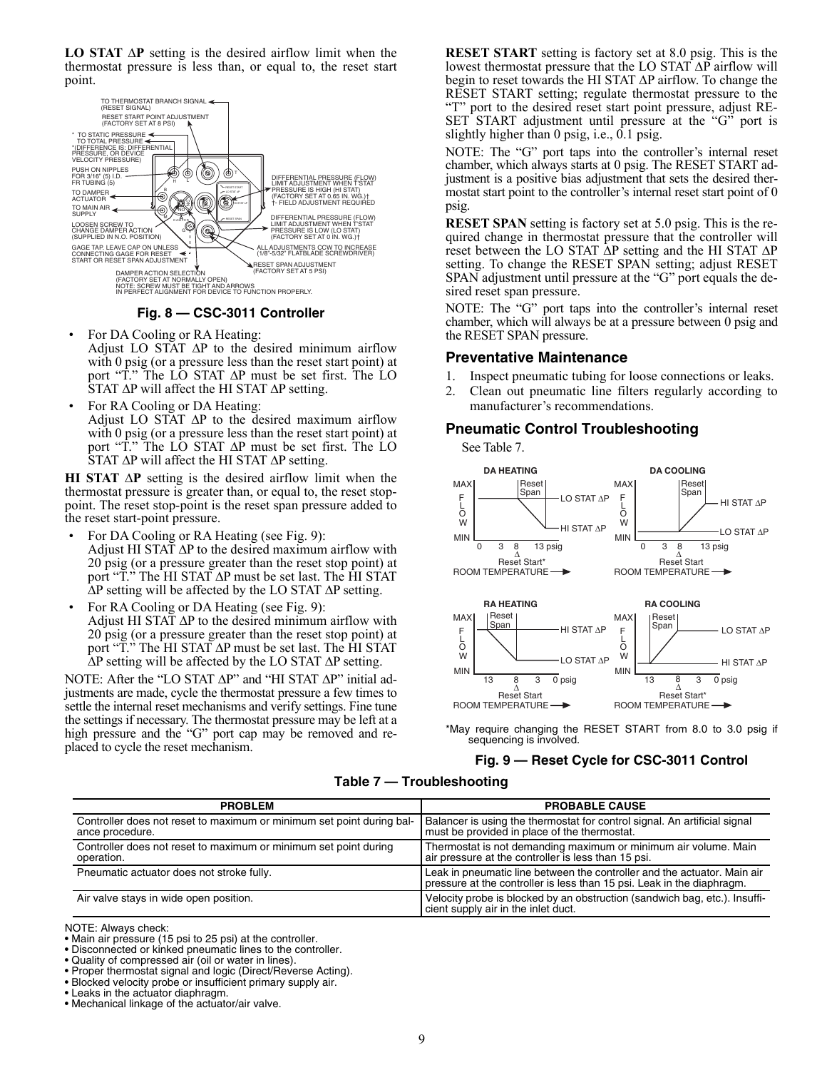**LO STAT ΔP** setting is the desired airflow limit when the thermostat pressure is less than, or equal to, the reset start point.

**Fig. 8 — CSC-3011 Controller**

- For DA Cooling or RA Heating:
  Adjust LO STAT ΔP to the desired minimum airflow with 0 psig (or a pressure less than the reset start point) at port "T." The LO STAT ΔP must be set first. The LO STAT ΔP will affect the HI STAT ΔP setting.
- For RA Cooling or DA Heating:
  Adjust LO STAT ΔP to the desired maximum airflow with 0 psig (or a pressure less than the reset start point) at port "T." The LO STAT ΔP must be set first. The LO STAT ΔP will affect the HI STAT ΔP setting.

**HI STAT ΔP** setting is the desired airflow limit when the thermostat pressure is greater than, or equal to, the reset stop-point. The reset stop-point is the reset span pressure added to the reset start-point pressure.

- For DA Cooling or RA Heating (see Fig. 9):
  Adjust HI STAT ΔP to the desired maximum airflow with 20 psig (or a pressure greater than the reset stop point) at port "T." The HI STAT ΔP must be set last. The HI STAT ΔP setting will be affected by the LO STAT ΔP setting.
- For RA Cooling or DA Heating (see Fig. 9):
  Adjust HI STAT ΔP to the desired minimum airflow with 20 psig (or a pressure greater than the reset stop point) at port "T." The HI STAT ΔP must be set last. The HI STAT ΔP setting will be affected by the LO STAT ΔP setting.

NOTE: After the "LO STAT ΔP" and "HI STAT ΔP" initial adjustments are made, cycle the thermostat pressure a few times to settle the internal reset mechanisms and verify settings. Fine tune the settings if necessary. The thermostat pressure may be left at a high pressure and the "G" port cap may be removed and replaced to cycle the reset mechanism.

**RESET START** setting is factory set at 8.0 psig. This is the lowest thermostat pressure that the LO STAT ΔP airflow will begin to reset towards the HI STAT ΔP airflow. To change the RESET START setting; regulate thermostat pressure to the "T" port to the desired reset start point pressure, adjust RESET START adjustment until pressure at the "G" port is slightly higher than 0 psig, i.e., 0.1 psig.

NOTE: The "G" port taps into the controller's internal reset chamber, which always starts at 0 psig. The RESET START adjustment is a positive bias adjustment that sets the desired thermostat start point to the controller's internal reset start point of 0 psig.

**RESET SPAN** setting is factory set at 5.0 psig. This is the required change in thermostat pressure that the controller will reset between the LO STAT ΔP setting and the HI STAT ΔP setting. To change the RESET SPAN setting; adjust RESET SPAN adjustment until pressure at the "G" port equals the desired reset span pressure.

NOTE: The "G" port taps into the controller's internal reset chamber, which will always be at a pressure between 0 psig and the RESET SPAN pressure.

## Preventative Maintenance

1. Inspect pneumatic tubing for loose connections or leaks.
2. Clean out pneumatic line filters regularly according to manufacturer's recommendations.

## Pneumatic Control Troubleshooting

See Table 7.

*May require changing the RESET START from 8.0 to 3.0 psig if sequencing is involved.

**Fig. 9 — Reset Cycle for CSC-3011 Control**

**Table 7 — Troubleshooting**

| PROBLEM | PROBABLE CAUSE |
|---|---|
| Controller does not reset to maximum or minimum set point during balance procedure. | Balancer is using the thermostat for control signal. An artificial signal must be provided in place of the thermostat. |
| Controller does not reset to maximum or minimum set point during operation. | Thermostat is not demanding maximum or minimum air volume. Main air pressure at the controller is less than 15 psi. |
| Pneumatic actuator does not stroke fully. | Leak in pneumatic line between the controller and the actuator. Main air pressure at the controller is less than 15 psi. Leak in the diaphragm. |
| Air valve stays in wide open position. | Velocity probe is blocked by an obstruction (sandwich bag, etc.). Insufficient supply air in the inlet duct. |

NOTE: Always check:
- Main air pressure (15 psi to 25 psi) at the controller.
- Disconnected or kinked pneumatic lines to the controller.
- Quality of compressed air (oil or water in lines).
- Proper thermostat signal and logic (Direct/Reverse Acting).
- Blocked velocity probe or insufficient primary supply air.
- Leaks in the actuator diaphragm.
- Mechanical linkage of the actuator/air valve.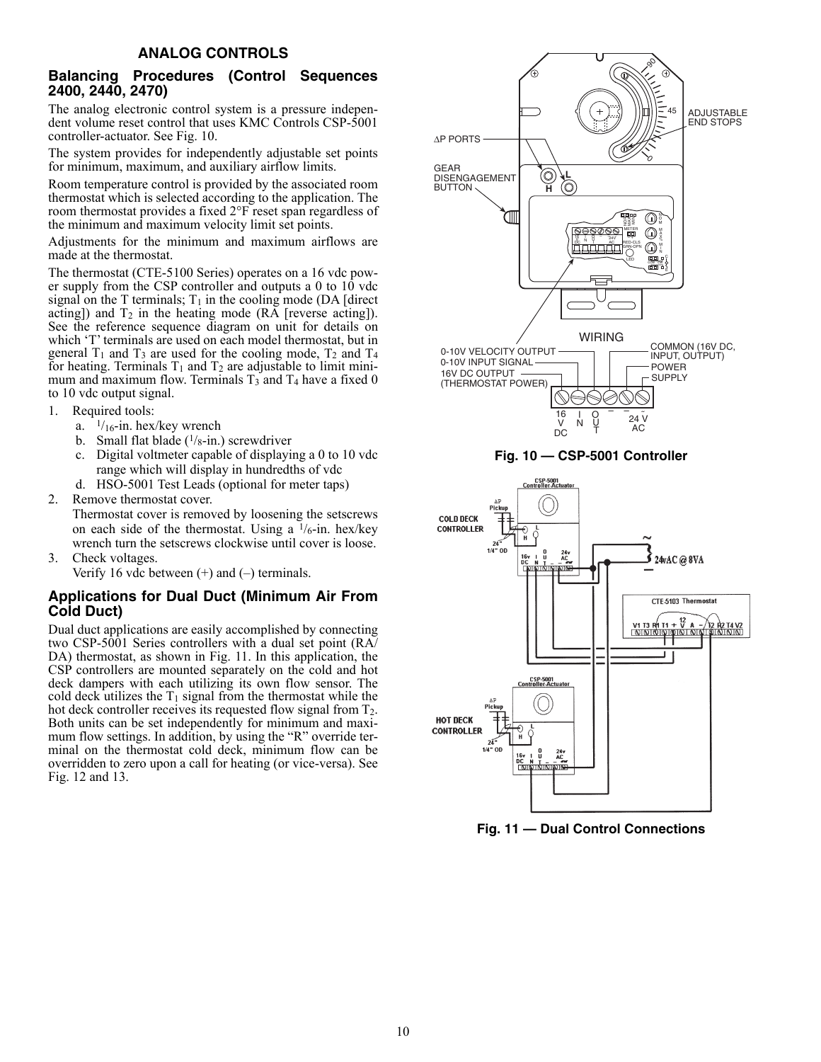## ANALOG CONTROLS

### Balancing Procedures (Control Sequences 2400, 2440, 2470)

The analog electronic control system is a pressure independent volume reset control that uses KMC Controls CSP-5001 controller-actuator. See Fig. 10.

The system provides for independently adjustable set points for minimum, maximum, and auxiliary airflow limits.

Room temperature control is provided by the associated room thermostat which is selected according to the application. The room thermostat provides a fixed 2°F reset span regardless of the minimum and maximum velocity limit set points.

Adjustments for the minimum and maximum airflows are made at the thermostat.

The thermostat (CTE-5100 Series) operates on a 16 vdc power supply from the CSP controller and outputs a 0 to 10 vdc signal on the T terminals; $T_1$ in the cooling mode (DA [direct acting]) and $T_2$ in the heating mode (RA [reverse acting]). See the reference sequence diagram on unit for details on which 'T' terminals are used on each model thermostat, but in general $T_1$ and $T_3$ are used for the cooling mode, $T_2$ and $T_4$ for heating. Terminals $T_1$ and $T_2$ are adjustable to limit minimum and maximum flow. Terminals $T_3$ and $T_4$ have a fixed 0 to 10 vdc output signal.

1. Required tools:
   a. 1/16-in. hex/key wrench
   b. Small flat blade (1/8-in.) screwdriver
   c. Digital voltmeter capable of displaying a 0 to 10 vdc range which will display in hundredths of vdc
   d. HSO-5001 Test Leads (optional for meter taps)
2. Remove thermostat cover.
   Thermostat cover is removed by loosening the setscrews on each side of the thermostat. Using a 1/6-in. hex/key wrench turn the setscrews clockwise until cover is loose.
3. Check voltages.
   Verify 16 vdc between (+) and (–) terminals.

### Applications for Dual Duct (Minimum Air From Cold Duct)

Dual duct applications are easily accomplished by connecting two CSP-5001 Series controllers with a dual set point (RA/DA) thermostat, as shown in Fig. 11. In this application, the CSP controllers are mounted separately on the cold and hot deck dampers with each utilizing its own flow sensor. The cold deck utilizes the $T_1$ signal from the thermostat while the hot deck controller receives its requested flow signal from $T_2$. Both units can be set independently for minimum and maximum flow settings. In addition, by using the "R" override terminal on the thermostat cold deck, minimum flow can be overridden to zero upon a call for heating (or vice-versa). See Fig. 12 and 13.

Fig. 10 — CSP-5001 Controller

Fig. 11 — Dual Control Connections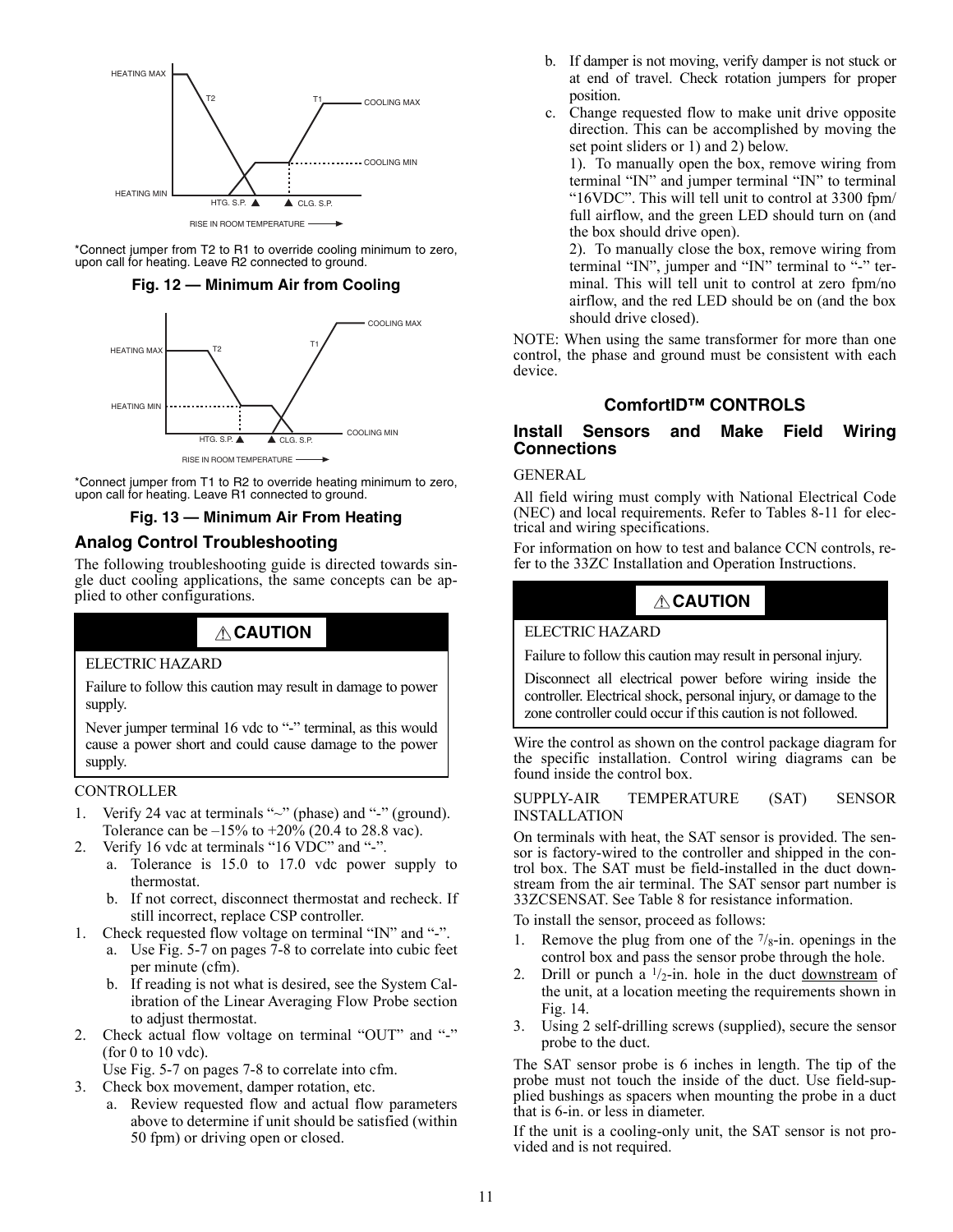HEATING MAX

T2

T1

COOLING MAX

COOLING MIN

HEATING MIN

HTG. S.P. ▲ ▲ CLG. S.P.

RISE IN ROOM TEMPERATURE ⟶

*Connect jumper from T2 to R1 to override cooling minimum to zero, upon call for heating. Leave R2 connected to ground.

**Fig. 12 — Minimum Air from Cooling**

COOLING MAX

T1

HEATING MAX

T2

HEATING MIN

COOLING MIN

HTG. S.P. ▲ ▲ CLG. S.P.

RISE IN ROOM TEMPERATURE ⟶

*Connect jumper from T1 to R2 to override heating minimum to zero, upon call for heating. Leave R1 connected to ground.

**Fig. 13 — Minimum Air From Heating**

## Analog Control Troubleshooting

The following troubleshooting guide is directed towards single duct cooling applications, the same concepts can be applied to other configurations.

> ⚠ **CAUTION**
>
> ELECTRIC HAZARD
>
> Failure to follow this caution may result in damage to power supply.
>
> Never jumper terminal 16 vdc to "-" terminal, as this would cause a power short and could cause damage to the power supply.

CONTROLLER

1. Verify 24 vac at terminals "~" (phase) and "-" (ground). Tolerance can be –15% to +20% (20.4 to 28.8 vac).
2. Verify 16 vdc at terminals "16 VDC" and "-".
   a. Tolerance is 15.0 to 17.0 vdc power supply to thermostat.
   b. If not correct, disconnect thermostat and recheck. If still incorrect, replace CSP controller.

1. Check requested flow voltage on terminal "IN" and "-".
   a. Use Fig. 5-7 on pages 7-8 to correlate into cubic feet per minute (cfm).
   b. If reading is not what is desired, see the System Calibration of the Linear Averaging Flow Probe section to adjust thermostat.
2. Check actual flow voltage on terminal "OUT" and "-" (for 0 to 10 vdc).
   Use Fig. 5-7 on pages 7-8 to correlate into cfm.
3. Check box movement, damper rotation, etc.
   a. Review requested flow and actual flow parameters above to determine if unit should be satisfied (within 50 fpm) or driving open or closed.
   b. If damper is not moving, verify damper is not stuck or at end of travel. Check rotation jumpers for proper position.
   c. Change requested flow to make unit drive opposite direction. This can be accomplished by moving the set point sliders or 1) and 2) below.
      1). To manually open the box, remove wiring from terminal "IN" and jumper terminal "IN" to terminal "16VDC". This will tell unit to control at 3300 fpm/ full airflow, and the green LED should turn on (and the box should drive open).
      2). To manually close the box, remove wiring from terminal "IN", jumper and "IN" terminal to "-" terminal. This will tell unit to control at zero fpm/no airflow, and the red LED should be on (and the box should drive closed).

NOTE: When using the same transformer for more than one control, the phase and ground must be consistent with each device.

## ComfortID™ CONTROLS

### Install Sensors and Make Field Wiring Connections

GENERAL

All field wiring must comply with National Electrical Code (NEC) and local requirements. Refer to Tables 8-11 for electrical and wiring specifications.

For information on how to test and balance CCN controls, refer to the 33ZC Installation and Operation Instructions.

> ⚠ **CAUTION**
>
> ELECTRIC HAZARD
>
> Failure to follow this caution may result in personal injury.
>
> Disconnect all electrical power before wiring inside the controller. Electrical shock, personal injury, or damage to the zone controller could occur if this caution is not followed.

Wire the control as shown on the control package diagram for the specific installation. Control wiring diagrams can be found inside the control box.

SUPPLY-AIR TEMPERATURE (SAT) SENSOR INSTALLATION

On terminals with heat, the SAT sensor is provided. The sensor is factory-wired to the controller and shipped in the control box. The SAT must be field-installed in the duct downstream from the air terminal. The SAT sensor part number is 33ZCSENSAT. See Table 8 for resistance information.

To install the sensor, proceed as follows:

1. Remove the plug from one of the 7/8-in. openings in the control box and pass the sensor probe through the hole.
2. Drill or punch a 1/2-in. hole in the duct downstream of the unit, at a location meeting the requirements shown in Fig. 14.
3. Using 2 self-drilling screws (supplied), secure the sensor probe to the duct.

The SAT sensor probe is 6 inches in length. The tip of the probe must not touch the inside of the duct. Use field-supplied bushings as spacers when mounting the probe in a duct that is 6-in. or less in diameter.

If the unit is a cooling-only unit, the SAT sensor is not provided and is not required.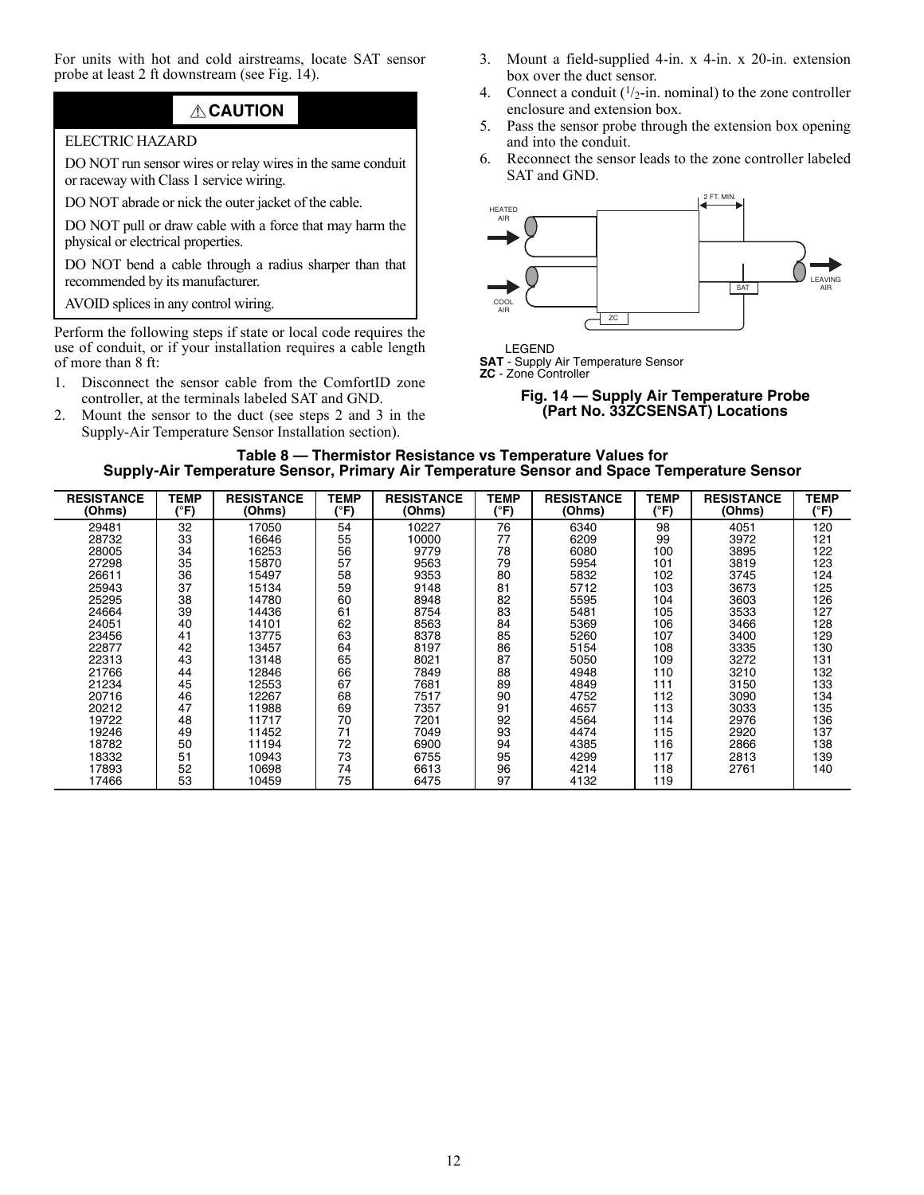For units with hot and cold airstreams, locate SAT sensor probe at least 2 ft downstream (see Fig. 14).

> ⚠ **CAUTION**
>
> ELECTRIC HAZARD
>
> DO NOT run sensor wires or relay wires in the same conduit or raceway with Class 1 service wiring.
>
> DO NOT abrade or nick the outer jacket of the cable.
>
> DO NOT pull or draw cable with a force that may harm the physical or electrical properties.
>
> DO NOT bend a cable through a radius sharper than that recommended by its manufacturer.
>
> AVOID splices in any control wiring.

Perform the following steps if state or local code requires the use of conduit, or if your installation requires a cable length of more than 8 ft:

1. Disconnect the sensor cable from the ComfortID zone controller, at the terminals labeled SAT and GND.
2. Mount the sensor to the duct (see steps 2 and 3 in the Supply-Air Temperature Sensor Installation section).
3. Mount a field-supplied 4-in. x 4-in. x 20-in. extension box over the duct sensor.
4. Connect a conduit ($^1/_2$-in. nominal) to the zone controller enclosure and extension box.
5. Pass the sensor probe through the extension box opening and into the conduit.
6. Reconnect the sensor leads to the zone controller labeled SAT and GND.

HEATED AIR — COOL AIR — 2 FT. MIN. — SAT — LEAVING AIR — ZC

LEGEND
**SAT** - Supply Air Temperature Sensor
**ZC** - Zone Controller

**Fig. 14 — Supply Air Temperature Probe (Part No. 33ZCSENSAT) Locations**

**Table 8 — Thermistor Resistance vs Temperature Values for Supply-Air Temperature Sensor, Primary Air Temperature Sensor and Space Temperature Sensor**

| RESISTANCE (Ohms) | TEMP (°F) | RESISTANCE (Ohms) | TEMP (°F) | RESISTANCE (Ohms) | TEMP (°F) | RESISTANCE (Ohms) | TEMP (°F) | RESISTANCE (Ohms) | TEMP (°F) |
|---|---|---|---|---|---|---|---|---|---|
| 29481 | 32 | 17050 | 54 | 10227 | 76 | 6340 | 98 | 4051 | 120 |
| 28732 | 33 | 16646 | 55 | 10000 | 77 | 6209 | 99 | 3972 | 121 |
| 28005 | 34 | 16253 | 56 | 9779 | 78 | 6080 | 100 | 3895 | 122 |
| 27298 | 35 | 15870 | 57 | 9563 | 79 | 5954 | 101 | 3819 | 123 |
| 26611 | 36 | 15497 | 58 | 9353 | 80 | 5832 | 102 | 3745 | 124 |
| 25943 | 37 | 15134 | 59 | 9148 | 81 | 5712 | 103 | 3673 | 125 |
| 25295 | 38 | 14780 | 60 | 8948 | 82 | 5595 | 104 | 3603 | 126 |
| 24664 | 39 | 14436 | 61 | 8754 | 83 | 5481 | 105 | 3533 | 127 |
| 24051 | 40 | 14101 | 62 | 8563 | 84 | 5369 | 106 | 3466 | 128 |
| 23456 | 41 | 13775 | 63 | 8378 | 85 | 5260 | 107 | 3400 | 129 |
| 22877 | 42 | 13457 | 64 | 8197 | 86 | 5154 | 108 | 3335 | 130 |
| 22313 | 43 | 13148 | 65 | 8021 | 87 | 5050 | 109 | 3272 | 131 |
| 21766 | 44 | 12846 | 66 | 7849 | 88 | 4948 | 110 | 3210 | 132 |
| 21234 | 45 | 12553 | 67 | 7681 | 89 | 4849 | 111 | 3150 | 133 |
| 20716 | 46 | 12267 | 68 | 7517 | 90 | 4752 | 112 | 3090 | 134 |
| 20212 | 47 | 11988 | 69 | 7357 | 91 | 4657 | 113 | 3033 | 135 |
| 19722 | 48 | 11717 | 70 | 7201 | 92 | 4564 | 114 | 2976 | 136 |
| 19246 | 49 | 11452 | 71 | 7049 | 93 | 4474 | 115 | 2920 | 137 |
| 18782 | 50 | 11194 | 72 | 6900 | 94 | 4385 | 116 | 2866 | 138 |
| 18332 | 51 | 10943 | 73 | 6755 | 95 | 4299 | 117 | 2813 | 139 |
| 17893 | 52 | 10698 | 74 | 6613 | 96 | 4214 | 118 | 2761 | 140 |
| 17466 | 53 | 10459 | 75 | 6475 | 97 | 4132 | 119 | | |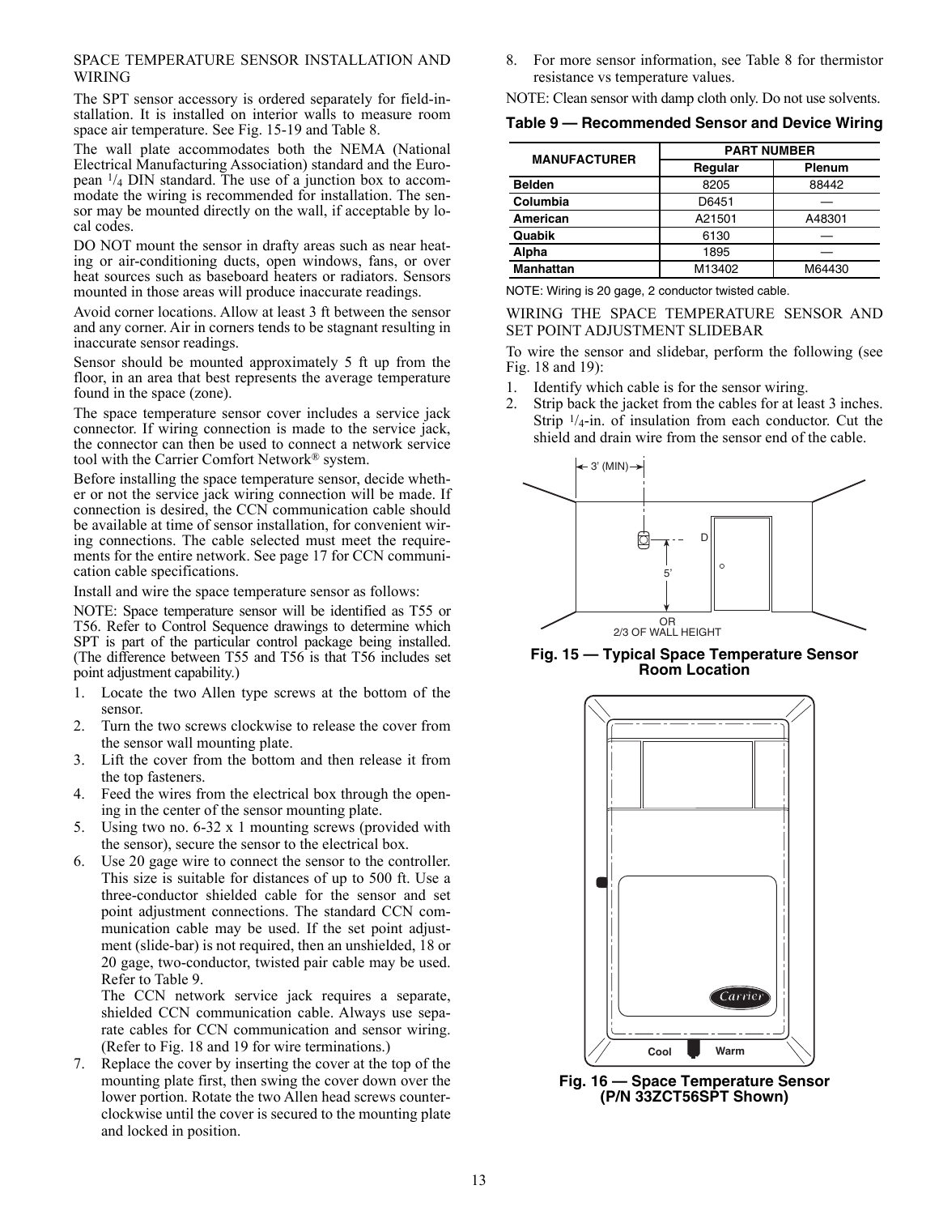SPACE TEMPERATURE SENSOR INSTALLATION AND WIRING

The SPT sensor accessory is ordered separately for field-installation. It is installed on interior walls to measure room space air temperature. See Fig. 15-19 and Table 8.

The wall plate accommodates both the NEMA (National Electrical Manufacturing Association) standard and the European $^{1}/_{4}$ DIN standard. The use of a junction box to accommodate the wiring is recommended for installation. The sensor may be mounted directly on the wall, if acceptable by local codes.

DO NOT mount the sensor in drafty areas such as near heating or air-conditioning ducts, open windows, fans, or over heat sources such as baseboard heaters or radiators. Sensors mounted in those areas will produce inaccurate readings.

Avoid corner locations. Allow at least 3 ft between the sensor and any corner. Air in corners tends to be stagnant resulting in inaccurate sensor readings.

Sensor should be mounted approximately 5 ft up from the floor, in an area that best represents the average temperature found in the space (zone).

The space temperature sensor cover includes a service jack connector. If wiring connection is made to the service jack, the connector can then be used to connect a network service tool with the Carrier Comfort Network® system.

Before installing the space temperature sensor, decide whether or not the service jack wiring connection will be made. If connection is desired, the CCN communication cable should be available at time of sensor installation, for convenient wiring connections. The cable selected must meet the requirements for the entire network. See page 17 for CCN communication cable specifications.

Install and wire the space temperature sensor as follows:

NOTE: Space temperature sensor will be identified as T55 or T56. Refer to Control Sequence drawings to determine which SPT is part of the particular control package being installed. (The difference between T55 and T56 is that T56 includes set point adjustment capability.)

1. Locate the two Allen type screws at the bottom of the sensor.
2. Turn the two screws clockwise to release the cover from the sensor wall mounting plate.
3. Lift the cover from the bottom and then release it from the top fasteners.
4. Feed the wires from the electrical box through the opening in the center of the sensor mounting plate.
5. Using two no. 6-32 x 1 mounting screws (provided with the sensor), secure the sensor to the electrical box.
6. Use 20 gage wire to connect the sensor to the controller. This size is suitable for distances of up to 500 ft. Use a three-conductor shielded cable for the sensor and set point adjustment connections. The standard CCN communication cable may be used. If the set point adjustment (slide-bar) is not required, then an unshielded, 18 or 20 gage, two-conductor, twisted pair cable may be used. Refer to Table 9.

   The CCN network service jack requires a separate, shielded CCN communication cable. Always use separate cables for CCN communication and sensor wiring. (Refer to Fig. 18 and 19 for wire terminations.)
7. Replace the cover by inserting the cover at the top of the mounting plate first, then swing the cover down over the lower portion. Rotate the two Allen head screws counterclockwise until the cover is secured to the mounting plate and locked in position.
8. For more sensor information, see Table 8 for thermistor resistance vs temperature values.

NOTE: Clean sensor with damp cloth only. Do not use solvents.

**Table 9 — Recommended Sensor and Device Wiring**

| MANUFACTURER | PART NUMBER | |
|---|---|---|
| | Regular | Plenum |
| Belden | 8205 | 88442 |
| Columbia | D6451 | — |
| American | A21501 | A48301 |
| Quabik | 6130 | — |
| Alpha | 1895 | — |
| Manhattan | M13402 | M64430 |

NOTE: Wiring is 20 gage, 2 conductor twisted cable.

WIRING THE SPACE TEMPERATURE SENSOR AND SET POINT ADJUSTMENT SLIDEBAR

To wire the sensor and slidebar, perform the following (see Fig. 18 and 19):

1. Identify which cable is for the sensor wiring.
2. Strip back the jacket from the cables for at least 3 inches. Strip $^{1}/_{4}$-in. of insulation from each conductor. Cut the shield and drain wire from the sensor end of the cable.

3' (MIN)

D

5'

OR
2/3 OF WALL HEIGHT

**Fig. 15 — Typical Space Temperature Sensor Room Location**

Cool Warm

**Fig. 16 — Space Temperature Sensor (P/N 33ZCT56SPT Shown)**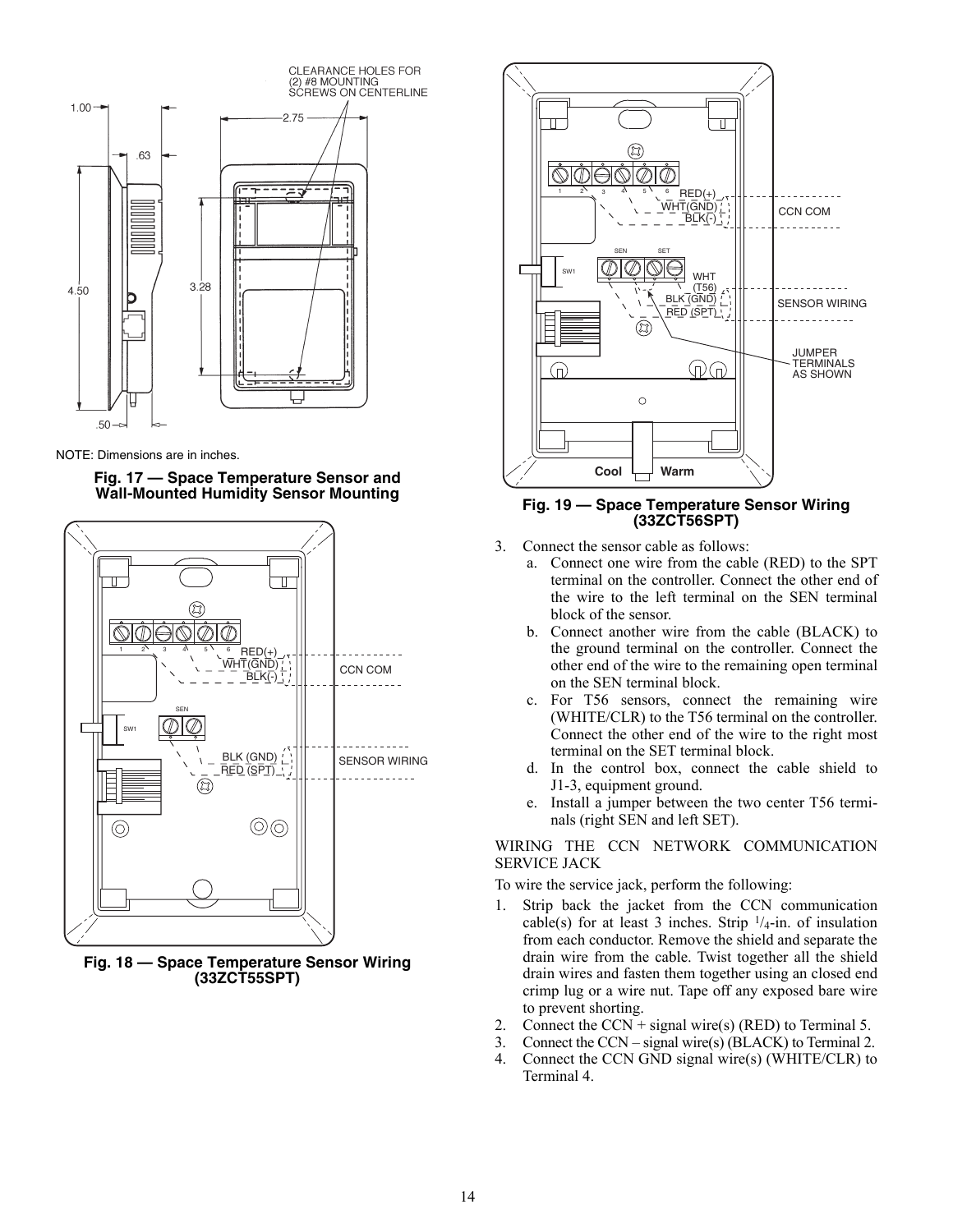NOTE: Dimensions are in inches.

**Fig. 17 — Space Temperature Sensor and Wall-Mounted Humidity Sensor Mounting**

**Fig. 18 — Space Temperature Sensor Wiring (33ZCT55SPT)**

**Fig. 19 — Space Temperature Sensor Wiring (33ZCT56SPT)**

3. Connect the sensor cable as follows:
   a. Connect one wire from the cable (RED) to the SPT terminal on the controller. Connect the other end of the wire to the left terminal on the SEN terminal block of the sensor.
   b. Connect another wire from the cable (BLACK) to the ground terminal on the controller. Connect the other end of the wire to the remaining open terminal on the SEN terminal block.
   c. For T56 sensors, connect the remaining wire (WHITE/CLR) to the T56 terminal on the controller. Connect the other end of the wire to the right most terminal on the SET terminal block.
   d. In the control box, connect the cable shield to J1-3, equipment ground.
   e. Install a jumper between the two center T56 terminals (right SEN and left SET).

WIRING THE CCN NETWORK COMMUNICATION SERVICE JACK

To wire the service jack, perform the following:

1. Strip back the jacket from the CCN communication cable(s) for at least 3 inches. Strip 1/4-in. of insulation from each conductor. Remove the shield and separate the drain wire from the cable. Twist together all the shield drain wires and fasten them together using an closed end crimp lug or a wire nut. Tape off any exposed bare wire to prevent shorting.
2. Connect the CCN + signal wire(s) (RED) to Terminal 5.
3. Connect the CCN – signal wire(s) (BLACK) to Terminal 2.
4. Connect the CCN GND signal wire(s) (WHITE/CLR) to Terminal 4.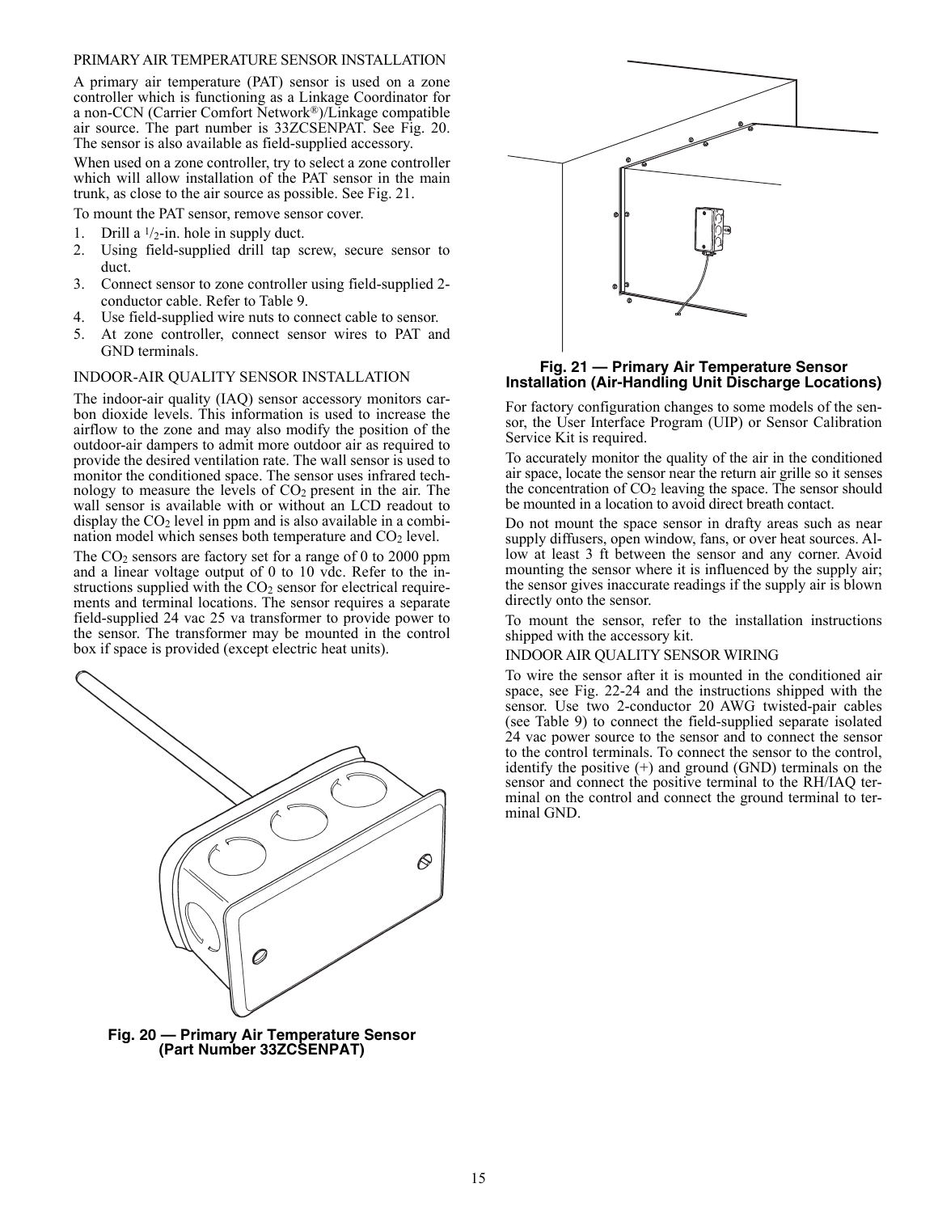### PRIMARY AIR TEMPERATURE SENSOR INSTALLATION

A primary air temperature (PAT) sensor is used on a zone controller which is functioning as a Linkage Coordinator for a non-CCN (Carrier Comfort Network®)/Linkage compatible air source. The part number is 33ZCSENPAT. See Fig. 20. The sensor is also available as field-supplied accessory.

When used on a zone controller, try to select a zone controller which will allow installation of the PAT sensor in the main trunk, as close to the air source as possible. See Fig. 21.

To mount the PAT sensor, remove sensor cover.

1. Drill a 1/2-in. hole in supply duct.
2. Using field-supplied drill tap screw, secure sensor to duct.
3. Connect sensor to zone controller using field-supplied 2-conductor cable. Refer to Table 9.
4. Use field-supplied wire nuts to connect cable to sensor.
5. At zone controller, connect sensor wires to PAT and GND terminals.

### INDOOR-AIR QUALITY SENSOR INSTALLATION

The indoor-air quality (IAQ) sensor accessory monitors carbon dioxide levels. This information is used to increase the airflow to the zone and may also modify the position of the outdoor-air dampers to admit more outdoor air as required to provide the desired ventilation rate. The wall sensor is used to monitor the conditioned space. The sensor uses infrared technology to measure the levels of $CO_2$ present in the air. The wall sensor is available with or without an LCD readout to display the $CO_2$ level in ppm and is also available in a combination model which senses both temperature and $CO_2$ level.

The $CO_2$ sensors are factory set for a range of 0 to 2000 ppm and a linear voltage output of 0 to 10 vdc. Refer to the instructions supplied with the $CO_2$ sensor for electrical requirements and terminal locations. The sensor requires a separate field-supplied 24 vac 25 va transformer to provide power to the sensor. The transformer may be mounted in the control box if space is provided (except electric heat units).

**Fig. 20 — Primary Air Temperature Sensor (Part Number 33ZCSENPAT)**

**Fig. 21 — Primary Air Temperature Sensor Installation (Air-Handling Unit Discharge Locations)**

For factory configuration changes to some models of the sensor, the User Interface Program (UIP) or Sensor Calibration Service Kit is required.

To accurately monitor the quality of the air in the conditioned air space, locate the sensor near the return air grille so it senses the concentration of $CO_2$ leaving the space. The sensor should be mounted in a location to avoid direct breath contact.

Do not mount the space sensor in drafty areas such as near supply diffusers, open window, fans, or over heat sources. Allow at least 3 ft between the sensor and any corner. Avoid mounting the sensor where it is influenced by the supply air; the sensor gives inaccurate readings if the supply air is blown directly onto the sensor.

To mount the sensor, refer to the installation instructions shipped with the accessory kit.

### INDOOR AIR QUALITY SENSOR WIRING

To wire the sensor after it is mounted in the conditioned air space, see Fig. 22-24 and the instructions shipped with the sensor. Use two 2-conductor 20 AWG twisted-pair cables (see Table 9) to connect the field-supplied separate isolated 24 vac power source to the sensor and to connect the sensor to the control terminals. To connect the sensor to the control, identify the positive (+) and ground (GND) terminals on the sensor and connect the positive terminal to the RH/IAQ terminal on the control and connect the ground terminal to terminal GND.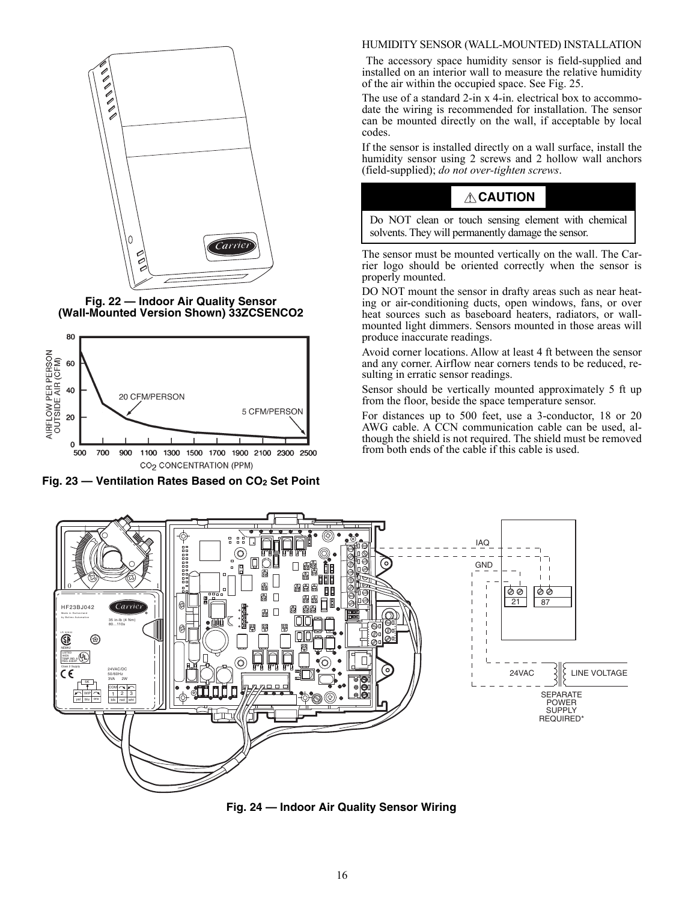**Fig. 22 — Indoor Air Quality Sensor (Wall-Mounted Version Shown) 33ZCSENCO2**

**Fig. 23 — Ventilation Rates Based on $CO_2$ Set Point**

### HUMIDITY SENSOR (WALL-MOUNTED) INSTALLATION

The accessory space humidity sensor is field-supplied and installed on an interior wall to measure the relative humidity of the air within the occupied space. See Fig. 25.

The use of a standard 2-in x 4-in. electrical box to accommodate the wiring is recommended for installation. The sensor can be mounted directly on the wall, if acceptable by local codes.

If the sensor is installed directly on a wall surface, install the humidity sensor using 2 screws and 2 hollow wall anchors (field-supplied); *do not over-tighten screws*.

> **⚠ CAUTION**
>
> Do NOT clean or touch sensing element with chemical solvents. They will permanently damage the sensor.

The sensor must be mounted vertically on the wall. The Carrier logo should be oriented correctly when the sensor is properly mounted.

DO NOT mount the sensor in drafty areas such as near heating or air-conditioning ducts, open windows, fans, or over heat sources such as baseboard heaters, radiators, or wall-mounted light dimmers. Sensors mounted in those areas will produce inaccurate readings.

Avoid corner locations. Allow at least 4 ft between the sensor and any corner. Airflow near corners tends to be reduced, resulting in erratic sensor readings.

Sensor should be vertically mounted approximately 5 ft up from the floor, beside the space temperature sensor.

For distances up to 500 feet, use a 3-conductor, 18 or 20 AWG cable. A CCN communication cable can be used, although the shield is not required. The shield must be removed from both ends of the cable if this cable is used.

**Fig. 24 — Indoor Air Quality Sensor Wiring**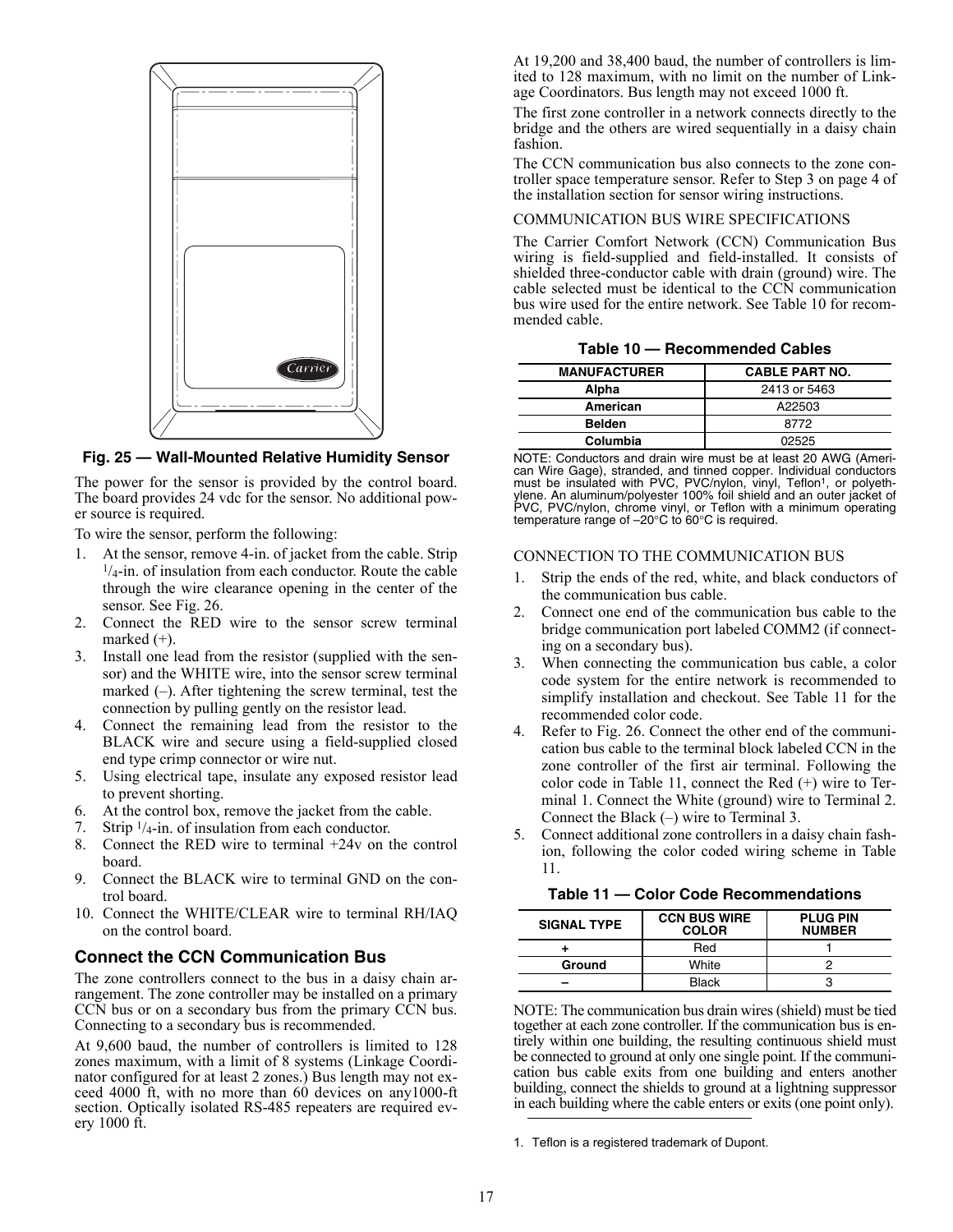Fig. 25 — Wall-Mounted Relative Humidity Sensor

The power for the sensor is provided by the control board. The board provides 24 vdc for the sensor. No additional power source is required.

To wire the sensor, perform the following:

1. At the sensor, remove 4-in. of jacket from the cable. Strip 1/4-in. of insulation from each conductor. Route the cable through the wire clearance opening in the center of the sensor. See Fig. 26.
2. Connect the RED wire to the sensor screw terminal marked (+).
3. Install one lead from the resistor (supplied with the sensor) and the WHITE wire, into the sensor screw terminal marked (–). After tightening the screw terminal, test the connection by pulling gently on the resistor lead.
4. Connect the remaining lead from the resistor to the BLACK wire and secure using a field-supplied closed end type crimp connector or wire nut.
5. Using electrical tape, insulate any exposed resistor lead to prevent shorting.
6. At the control box, remove the jacket from the cable.
7. Strip 1/4-in. of insulation from each conductor.
8. Connect the RED wire to terminal +24v on the control board.
9. Connect the BLACK wire to terminal GND on the control board.
10. Connect the WHITE/CLEAR wire to terminal RH/IAQ on the control board.

## Connect the CCN Communication Bus

The zone controllers connect to the bus in a daisy chain arrangement. The zone controller may be installed on a primary CCN bus or on a secondary bus from the primary CCN bus. Connecting to a secondary bus is recommended.

At 9,600 baud, the number of controllers is limited to 128 zones maximum, with a limit of 8 systems (Linkage Coordinator configured for at least 2 zones.) Bus length may not exceed 4000 ft, with no more than 60 devices on any1000-ft section. Optically isolated RS-485 repeaters are required every 1000 ft.

At 19,200 and 38,400 baud, the number of controllers is limited to 128 maximum, with no limit on the number of Linkage Coordinators. Bus length may not exceed 1000 ft.

The first zone controller in a network connects directly to the bridge and the others are wired sequentially in a daisy chain fashion.

The CCN communication bus also connects to the zone controller space temperature sensor. Refer to Step 3 on page 4 of the installation section for sensor wiring instructions.

### COMMUNICATION BUS WIRE SPECIFICATIONS

The Carrier Comfort Network (CCN) Communication Bus wiring is field-supplied and field-installed. It consists of shielded three-conductor cable with drain (ground) wire. The cable selected must be identical to the CCN communication bus wire used for the entire network. See Table 10 for recommended cable.

**Table 10 — Recommended Cables**

| MANUFACTURER | CABLE PART NO. |
|---|---|
| **Alpha** | 2413 or 5463 |
| **American** | A22503 |
| **Belden** | 8772 |
| **Columbia** | 02525 |

NOTE: Conductors and drain wire must be at least 20 AWG (American Wire Gage), stranded, and tinned copper. Individual conductors must be insulated with PVC, PVC/nylon, vinyl, Teflon[1], or polyethylene. An aluminum/polyester 100% foil shield and an outer jacket of PVC, PVC/nylon, chrome vinyl, or Teflon with a minimum operating temperature range of –20°C to 60°C is required.

### CONNECTION TO THE COMMUNICATION BUS

1. Strip the ends of the red, white, and black conductors of the communication bus cable.
2. Connect one end of the communication bus cable to the bridge communication port labeled COMM2 (if connecting on a secondary bus).
3. When connecting the communication bus cable, a color code system for the entire network is recommended to simplify installation and checkout. See Table 11 for the recommended color code.
4. Refer to Fig. 26. Connect the other end of the communication bus cable to the terminal block labeled CCN in the zone controller of the first air terminal. Following the color code in Table 11, connect the Red (+) wire to Terminal 1. Connect the White (ground) wire to Terminal 2. Connect the Black (–) wire to Terminal 3.
5. Connect additional zone controllers in a daisy chain fashion, following the color coded wiring scheme in Table 11.

**Table 11 — Color Code Recommendations**

| SIGNAL TYPE | CCN BUS WIRE COLOR | PLUG PIN NUMBER |
|---|---|---|
| **+** | Red | 1 |
| **Ground** | White | 2 |
| **–** | Black | 3 |

NOTE: The communication bus drain wires (shield) must be tied together at each zone controller. If the communication bus is entirely within one building, the resulting continuous shield must be connected to ground at only one single point. If the communication bus cable exits from one building and enters another building, connect the shields to ground at a lightning suppressor in each building where the cable enters or exits (one point only).

1. Teflon is a registered trademark of Dupont.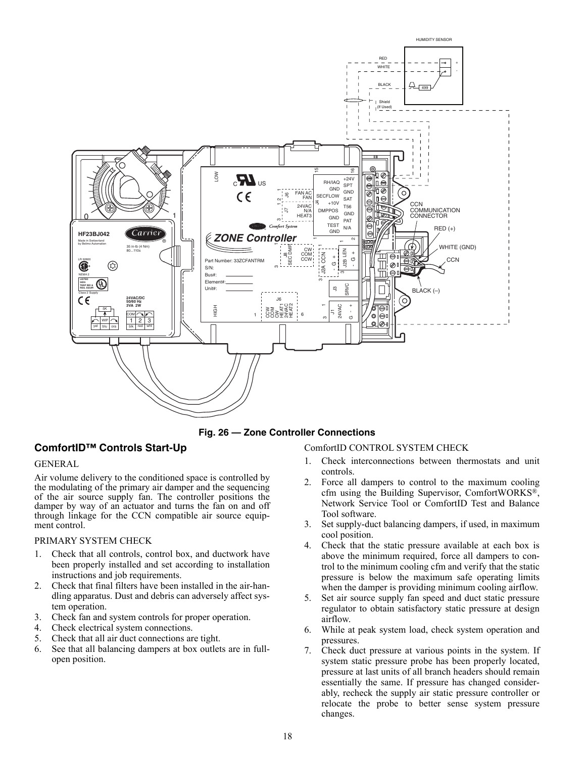Fig. 26 — Zone Controller Connections

## ComfortID™ Controls Start-Up

### GENERAL

Air volume delivery to the conditioned space is controlled by the modulating of the primary air damper and the sequencing of the air source supply fan. The controller positions the damper by way of an actuator and turns the fan on and off through linkage for the CCN compatible air source equipment control.

### PRIMARY SYSTEM CHECK

1. Check that all controls, control box, and ductwork have been properly installed and set according to installation instructions and job requirements.
2. Check that final filters have been installed in the air-handling apparatus. Dust and debris can adversely affect system operation.
3. Check fan and system controls for proper operation.
4. Check electrical system connections.
5. Check that all air duct connections are tight.
6. See that all balancing dampers at box outlets are in full-open position.

### ComfortID CONTROL SYSTEM CHECK

1. Check interconnections between thermostats and unit controls.
2. Force all dampers to control to the maximum cooling cfm using the Building Supervisor, ComfortWORKS®, Network Service Tool or ComfortID Test and Balance Tool software.
3. Set supply-duct balancing dampers, if used, in maximum cool position.
4. Check that the static pressure available at each box is above the minimum required, force all dampers to control to the minimum cooling cfm and verify that the static pressure is below the maximum safe operating limits when the damper is providing minimum cooling airflow.
5. Set air source supply fan speed and duct static pressure regulator to obtain satisfactory static pressure at design airflow.
6. While at peak system load, check system operation and pressures.
7. Check duct pressure at various points in the system. If system static pressure probe has been properly located, pressure at last units of all branch headers should remain essentially the same. If pressure has changed considerably, recheck the supply air static pressure controller or relocate the probe to better sense system pressure changes.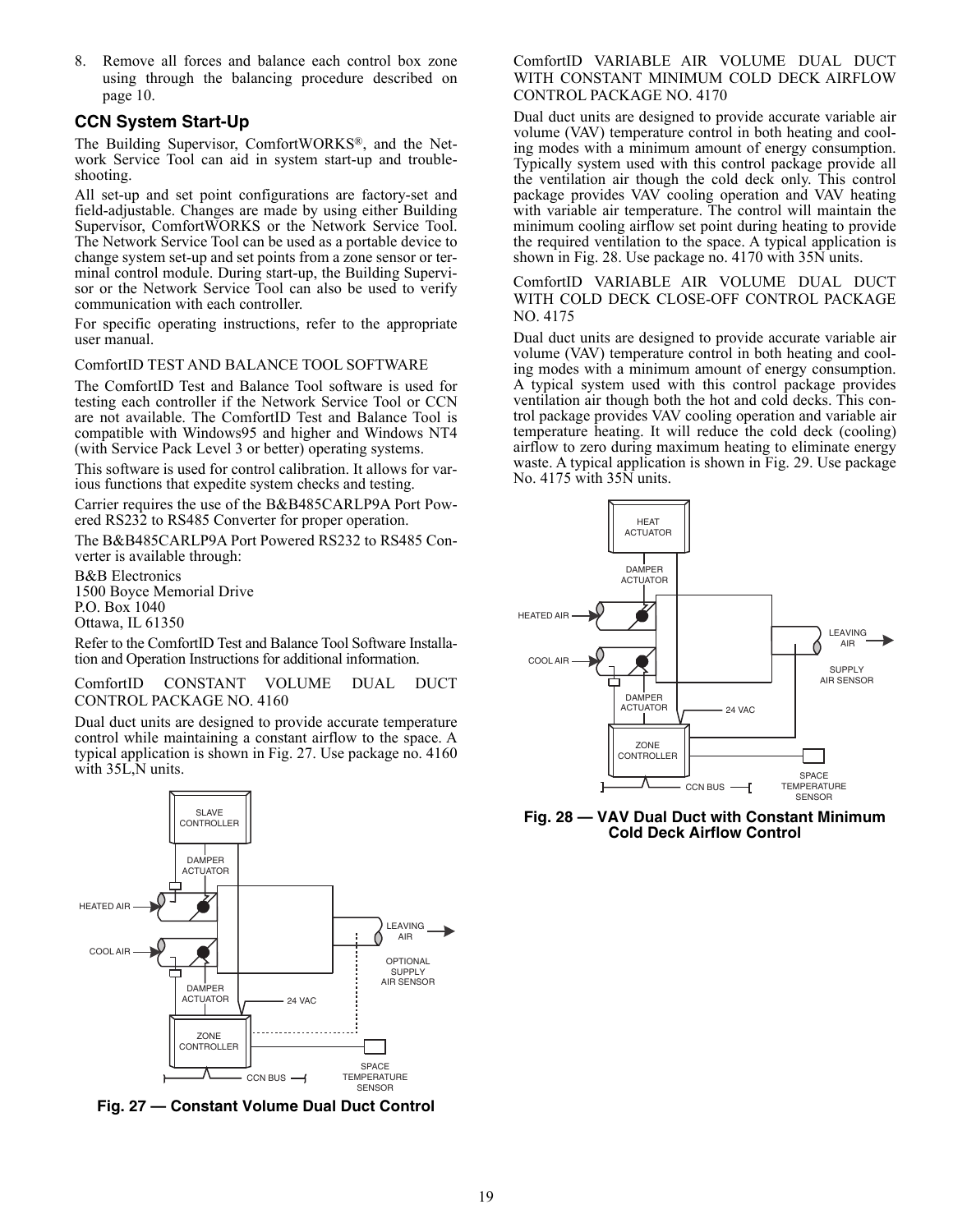8. Remove all forces and balance each control box zone using through the balancing procedure described on page 10.

## CCN System Start-Up

The Building Supervisor, ComfortWORKS®, and the Network Service Tool can aid in system start-up and troubleshooting.

All set-up and set point configurations are factory-set and field-adjustable. Changes are made by using either Building Supervisor, ComfortWORKS or the Network Service Tool. The Network Service Tool can be used as a portable device to change system set-up and set points from a zone sensor or terminal control module. During start-up, the Building Supervisor or the Network Service Tool can also be used to verify communication with each controller.

For specific operating instructions, refer to the appropriate user manual.

ComfortID TEST AND BALANCE TOOL SOFTWARE

The ComfortID Test and Balance Tool software is used for testing each controller if the Network Service Tool or CCN are not available. The ComfortID Test and Balance Tool is compatible with Windows95 and higher and Windows NT4 (with Service Pack Level 3 or better) operating systems.

This software is used for control calibration. It allows for various functions that expedite system checks and testing.

Carrier requires the use of the B&B485CARLP9A Port Powered RS232 to RS485 Converter for proper operation.

The B&B485CARLP9A Port Powered RS232 to RS485 Converter is available through:

B&B Electronics
1500 Boyce Memorial Drive
P.O. Box 1040
Ottawa, IL 61350

Refer to the ComfortID Test and Balance Tool Software Installation and Operation Instructions for additional information.

ComfortID CONSTANT VOLUME DUAL DUCT CONTROL PACKAGE NO. 4160

Dual duct units are designed to provide accurate temperature control while maintaining a constant airflow to the space. A typical application is shown in Fig. 27. Use package no. 4160 with 35L,N units.

Fig. 27 — Constant Volume Dual Duct Control

ComfortID VARIABLE AIR VOLUME DUAL DUCT WITH CONSTANT MINIMUM COLD DECK AIRFLOW CONTROL PACKAGE NO. 4170

Dual duct units are designed to provide accurate variable air volume (VAV) temperature control in both heating and cooling modes with a minimum amount of energy consumption. Typically system used with this control package provide all the ventilation air though the cold deck only. This control package provides VAV cooling operation and VAV heating with variable air temperature. The control will maintain the minimum cooling airflow set point during heating to provide the required ventilation to the space. A typical application is shown in Fig. 28. Use package no. 4170 with 35N units.

ComfortID VARIABLE AIR VOLUME DUAL DUCT WITH COLD DECK CLOSE-OFF CONTROL PACKAGE NO. 4175

Dual duct units are designed to provide accurate variable air volume (VAV) temperature control in both heating and cooling modes with a minimum amount of energy consumption. A typical system used with this control package provides ventilation air though both the hot and cold decks. This control package provides VAV cooling operation and variable air temperature heating. It will reduce the cold deck (cooling) airflow to zero during maximum heating to eliminate energy waste. A typical application is shown in Fig. 29. Use package No. 4175 with 35N units.

Fig. 28 — VAV Dual Duct with Constant Minimum Cold Deck Airflow Control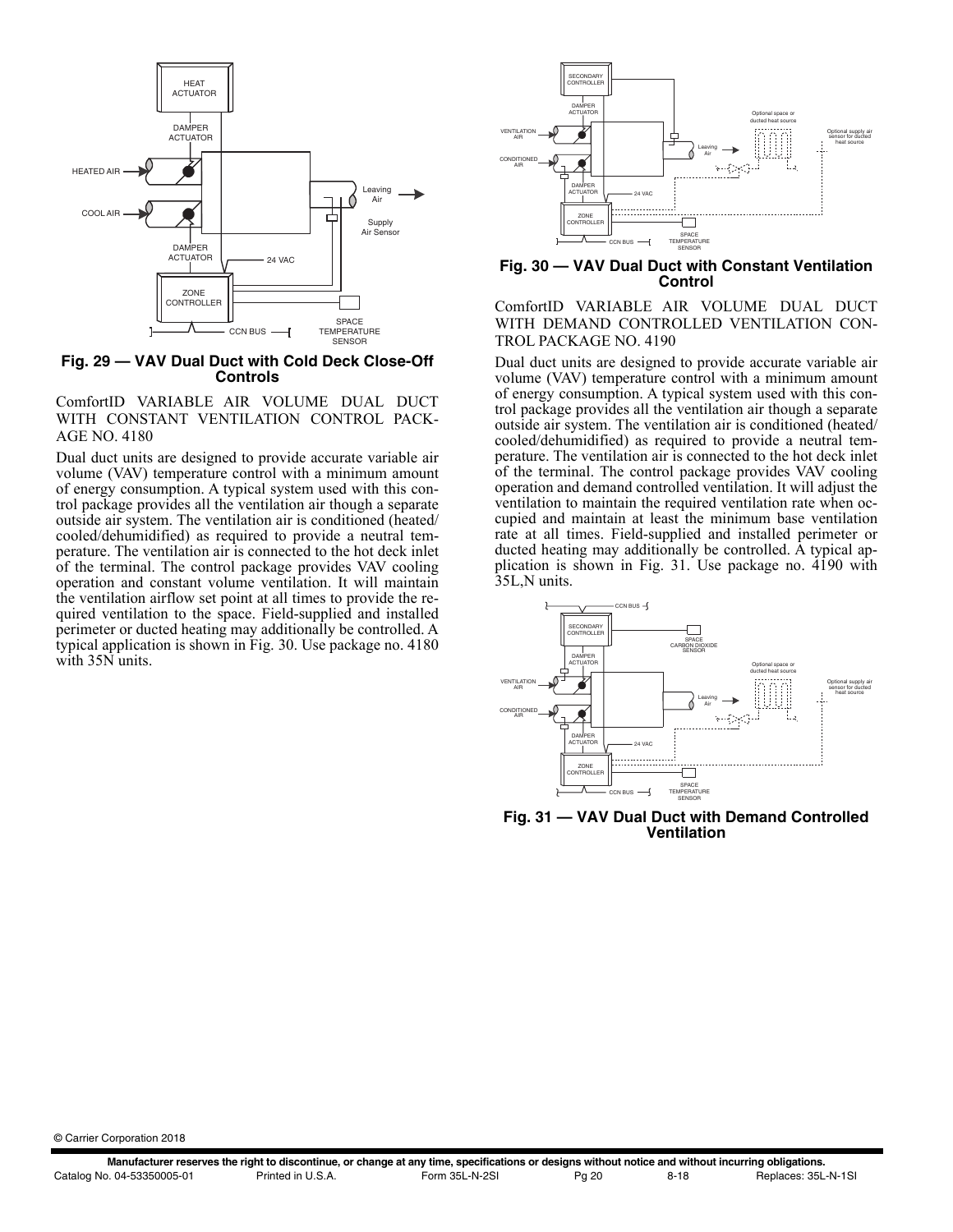HEAT ACTUATOR

DAMPER ACTUATOR

HEATED AIR

COOL AIR

DAMPER ACTUATOR

24 VAC

Leaving Air

Supply Air Sensor

ZONE CONTROLLER

CCN BUS

SPACE TEMPERATURE SENSOR

**Fig. 29 — VAV Dual Duct with Cold Deck Close-Off Controls**

ComfortID VARIABLE AIR VOLUME DUAL DUCT WITH CONSTANT VENTILATION CONTROL PACKAGE NO. 4180

Dual duct units are designed to provide accurate variable air volume (VAV) temperature control with a minimum amount of energy consumption. A typical system used with this control package provides all the ventilation air though a separate outside air system. The ventilation air is conditioned (heated/cooled/dehumidified) as required to provide a neutral temperature. The ventilation air is connected to the hot deck inlet of the terminal. The control package provides VAV cooling operation and constant volume ventilation. It will maintain the ventilation airflow set point at all times to provide the required ventilation to the space. Field-supplied and installed perimeter or ducted heating may additionally be controlled. A typical application is shown in Fig. 30. Use package no. 4180 with 35N units.

SECONDARY CONTROLLER

DAMPER ACTUATOR

VENTILATION AIR

CONDITIONED AIR

DAMPER ACTUATOR

24 VAC

ZONE CONTROLLER

CCN BUS

SPACE TEMPERATURE SENSOR

Leaving Air

Optional space or ducted heat source

Optional supply air sensor for ducted heat source

**Fig. 30 — VAV Dual Duct with Constant Ventilation Control**

ComfortID VARIABLE AIR VOLUME DUAL DUCT WITH DEMAND CONTROLLED VENTILATION CONTROL PACKAGE NO. 4190

Dual duct units are designed to provide accurate variable air volume (VAV) temperature control with a minimum amount of energy consumption. A typical system used with this control package provides all the ventilation air though a separate outside air system. The ventilation air is conditioned (heated/cooled/dehumidified) as required to provide a neutral temperature. The ventilation air is connected to the hot deck inlet of the terminal. The control package provides VAV cooling operation and demand controlled ventilation. It will adjust the ventilation to maintain the required ventilation rate when occupied and maintain at least the minimum base ventilation rate at all times. Field-supplied and installed perimeter or ducted heating may additionally be controlled. A typical application is shown in Fig. 31. Use package no. 4190 with 35L,N units.

CCN BUS

SECONDARY CONTROLLER

SPACE CARBON DIOXIDE SENSOR

DAMPER ACTUATOR

VENTILATION AIR

CONDITIONED AIR

DAMPER ACTUATOR

24 VAC

ZONE CONTROLLER

CCN BUS

SPACE TEMPERATURE SENSOR

Leaving Air

Optional space or ducted heat source

Optional supply air sensor for ducted heat source

**Fig. 31 — VAV Dual Duct with Demand Controlled Ventilation**

© Carrier Corporation 2018

**Manufacturer reserves the right to discontinue, or change at any time, specifications or designs without notice and without incurring obligations.**

Catalog No. 04-53350005-01 Printed in U.S.A. Form 35L-N-2SI Pg 20 8-18 Replaces: 35L-N-1SI